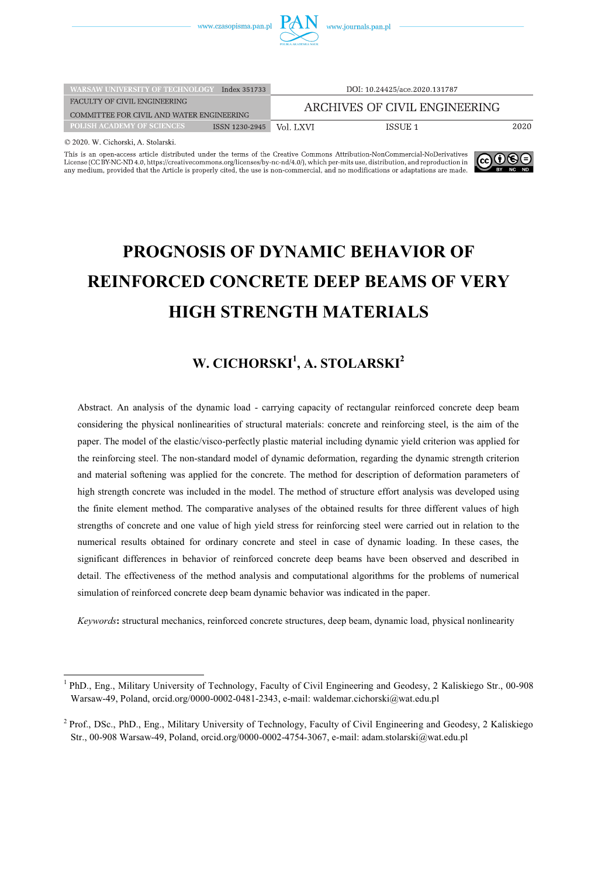WARSAW UNIVERSITY OF TECHNOLOGY | Index 351733
FACULTY OF CIVIL ENGINEERING
COMMITTEE FOR CIVIL AND WATER ENGINEERING
POLISH ACADEMY OF SCIENCES | ISSN 1230-2945

DOI: 10.24425/ace.2020.131787

ARCHIVES OF CIVIL ENGINEERING

Vol. LXVI | ISSUE 1 | 2020

© 2020. W. Cichorski, A. Stolarski.

This is an open-access article distributed under the terms of the Creative Commons Attribution-NonCommercial-NoDerivatives License (CC BY-NC-ND 4.0, https://creativecommons.org/licenses/by-nc-nd/4.0/), which per-mits use, distribution, and reproduction in any medium, provided that the Article is properly cited, the use is non-commercial, and no modifications or adaptations are made.

# PROGNOSIS OF DYNAMIC BEHAVIOR OF REINFORCED CONCRETE DEEP BEAMS OF VERY HIGH STRENGTH MATERIALS

## W. CICHORSKI[1], A. STOLARSKI[2]

Abstract. An analysis of the dynamic load - carrying capacity of rectangular reinforced concrete deep beam considering the physical nonlinearities of structural materials: concrete and reinforcing steel, is the aim of the paper. The model of the elastic/visco-perfectly plastic material including dynamic yield criterion was applied for the reinforcing steel. The non-standard model of dynamic deformation, regarding the dynamic strength criterion and material softening was applied for the concrete. The method for description of deformation parameters of high strength concrete was included in the model. The method of structure effort analysis was developed using the finite element method. The comparative analyses of the obtained results for three different values of high strengths of concrete and one value of high yield stress for reinforcing steel were carried out in relation to the numerical results obtained for ordinary concrete and steel in case of dynamic loading. In these cases, the significant differences in behavior of reinforced concrete deep beams have been observed and described in detail. The effectiveness of the method analysis and computational algorithms for the problems of numerical simulation of reinforced concrete deep beam dynamic behavior was indicated in the paper.

*Keywords*: structural mechanics, reinforced concrete structures, deep beam, dynamic load, physical nonlinearity

---

[1] PhD., Eng., Military University of Technology, Faculty of Civil Engineering and Geodesy, 2 Kaliskiego Str., 00-908 Warsaw-49, Poland, orcid.org/0000-0002-0481-2343, e-mail: waldemar.cichorski@wat.edu.pl

[2] Prof., DSc., PhD., Eng., Military University of Technology, Faculty of Civil Engineering and Geodesy, 2 Kaliskiego Str., 00-908 Warsaw-49, Poland, orcid.org/0000-0002-4754-3067, e-mail: adam.stolarski@wat.edu.pl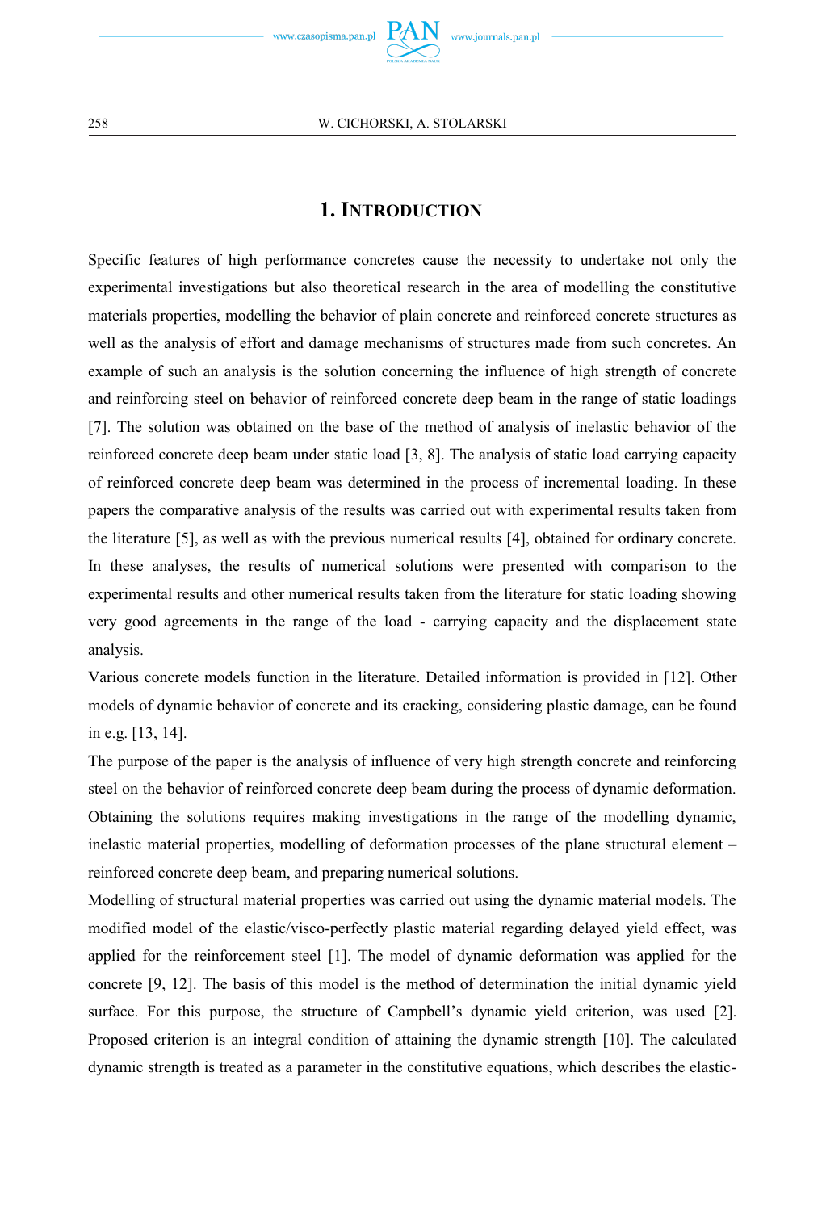## 1. Introduction

Specific features of high performance concretes cause the necessity to undertake not only the experimental investigations but also theoretical research in the area of modelling the constitutive materials properties, modelling the behavior of plain concrete and reinforced concrete structures as well as the analysis of effort and damage mechanisms of structures made from such concretes. An example of such an analysis is the solution concerning the influence of high strength of concrete and reinforcing steel on behavior of reinforced concrete deep beam in the range of static loadings [7]. The solution was obtained on the base of the method of analysis of inelastic behavior of the reinforced concrete deep beam under static load [3, 8]. The analysis of static load carrying capacity of reinforced concrete deep beam was determined in the process of incremental loading. In these papers the comparative analysis of the results was carried out with experimental results taken from the literature [5], as well as with the previous numerical results [4], obtained for ordinary concrete. In these analyses, the results of numerical solutions were presented with comparison to the experimental results and other numerical results taken from the literature for static loading showing very good agreements in the range of the load - carrying capacity and the displacement state analysis.

Various concrete models function in the literature. Detailed information is provided in [12]. Other models of dynamic behavior of concrete and its cracking, considering plastic damage, can be found in e.g. [13, 14].

The purpose of the paper is the analysis of influence of very high strength concrete and reinforcing steel on the behavior of reinforced concrete deep beam during the process of dynamic deformation. Obtaining the solutions requires making investigations in the range of the modelling dynamic, inelastic material properties, modelling of deformation processes of the plane structural element – reinforced concrete deep beam, and preparing numerical solutions.

Modelling of structural material properties was carried out using the dynamic material models. The modified model of the elastic/visco-perfectly plastic material regarding delayed yield effect, was applied for the reinforcement steel [1]. The model of dynamic deformation was applied for the concrete [9, 12]. The basis of this model is the method of determination the initial dynamic yield surface. For this purpose, the structure of Campbell's dynamic yield criterion, was used [2]. Proposed criterion is an integral condition of attaining the dynamic strength [10]. The calculated dynamic strength is treated as a parameter in the constitutive equations, which describes the elastic-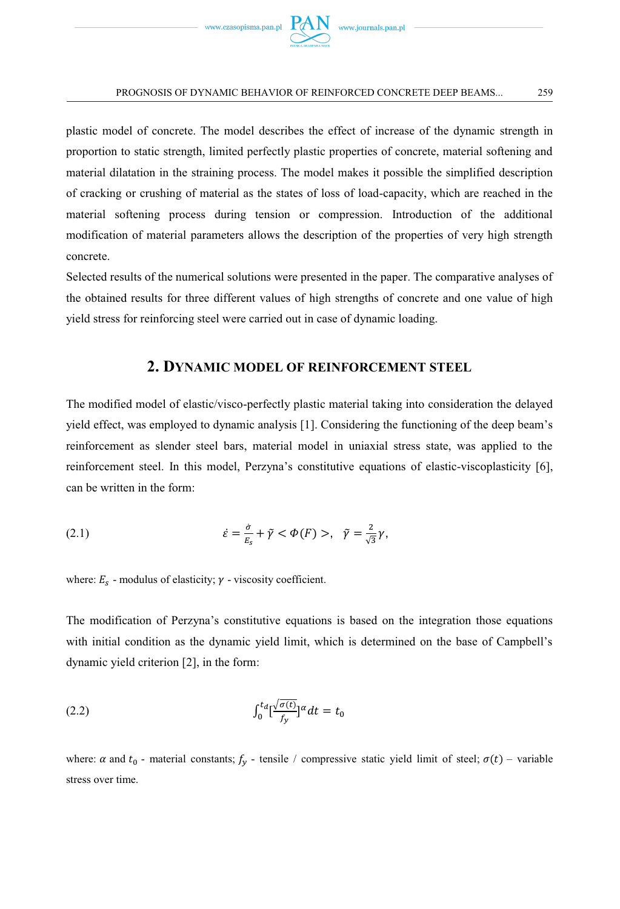plastic model of concrete. The model describes the effect of increase of the dynamic strength in proportion to static strength, limited perfectly plastic properties of concrete, material softening and material dilatation in the straining process. The model makes it possible the simplified description of cracking or crushing of material as the states of loss of load-capacity, which are reached in the material softening process during tension or compression. Introduction of the additional modification of material parameters allows the description of the properties of very high strength concrete.

Selected results of the numerical solutions were presented in the paper. The comparative analyses of the obtained results for three different values of high strengths of concrete and one value of high yield stress for reinforcing steel were carried out in case of dynamic loading.

## 2. Dynamic model of reinforcement steel

The modified model of elastic/visco-perfectly plastic material taking into consideration the delayed yield effect, was employed to dynamic analysis [1]. Considering the functioning of the deep beam's reinforcement as slender steel bars, material model in uniaxial stress state, was applied to the reinforcement steel. In this model, Perzyna's constitutive equations of elastic-viscoplasticity [6], can be written in the form:

(2.1)
$$\dot{\varepsilon} = \frac{\dot{\sigma}}{E_s} + \tilde{\gamma} < \Phi(F) >, \quad \tilde{\gamma} = \frac{2}{\sqrt{3}}\gamma,$$

where: $E_s$ - modulus of elasticity; $\gamma$ - viscosity coefficient.

The modification of Perzyna's constitutive equations is based on the integration those equations with initial condition as the dynamic yield limit, which is determined on the base of Campbell's dynamic yield criterion [2], in the form:

(2.2)
$$\int_0^{t_d} \left[\frac{\sqrt{\sigma(t)}}{f_y}\right]^{\alpha} dt = t_0$$

where: $\alpha$ and $t_0$ - material constants; $f_y$ - tensile / compressive static yield limit of steel; $\sigma(t)$ – variable stress over time.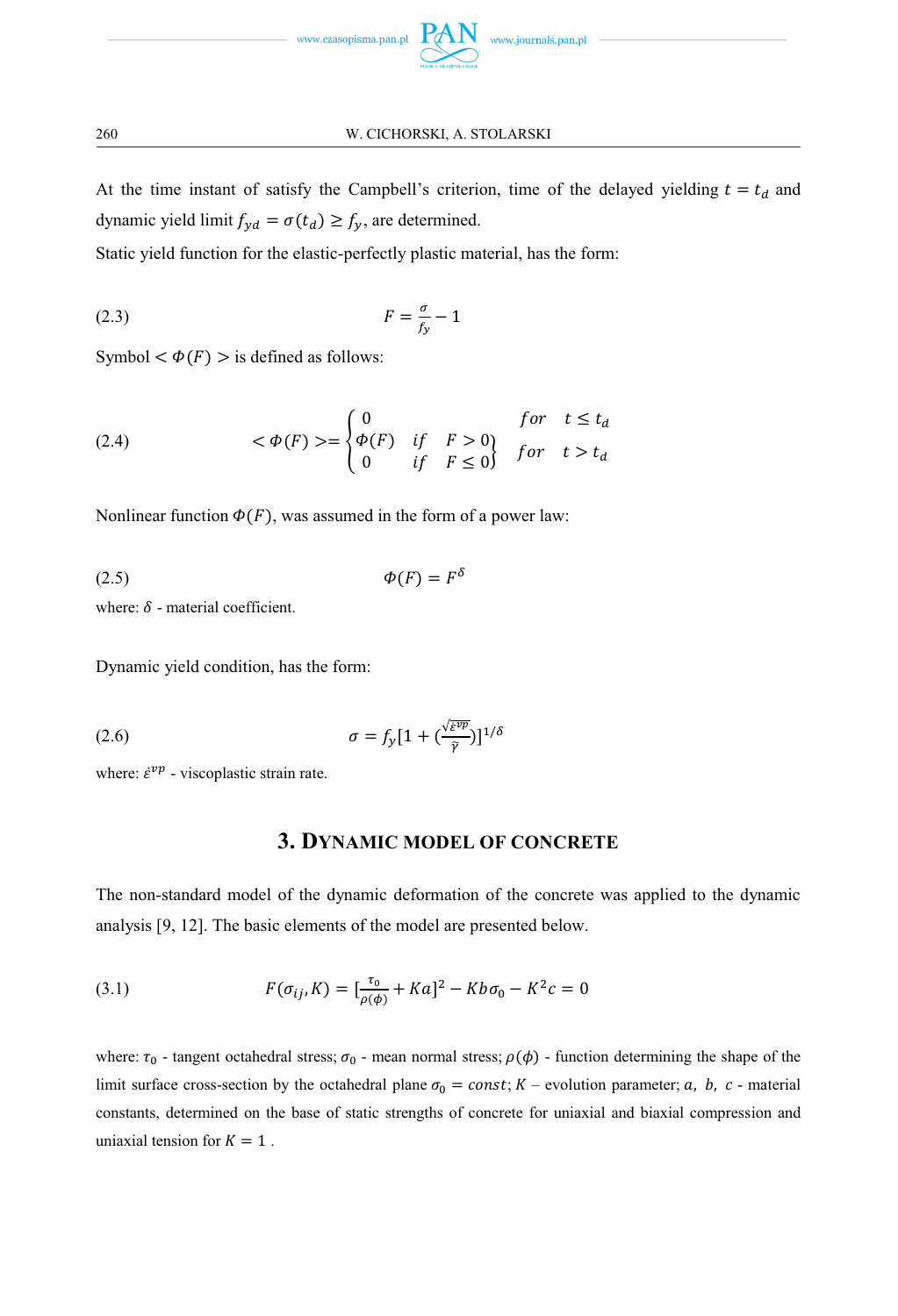At the time instant of satisfy the Campbell's criterion, time of the delayed yielding $t = t_d$ and dynamic yield limit $f_{yd} = \sigma(t_d) \geq f_y$, are determined.

Static yield function for the elastic-perfectly plastic material, has the form:

$$F = \frac{\sigma}{f_y} - 1 \tag{2.3}$$

Symbol $< \Phi(F) >$ is defined as follows:

$$< \Phi(F) > = \begin{cases} 0 & for \quad t \leq t_d \\ \left.\begin{matrix} \Phi(F) & if \quad F > 0 \\ 0 & if \quad F \leq 0 \end{matrix}\right\} & for \quad t > t_d \end{cases} \tag{2.4}$$

Nonlinear function $\Phi(F)$, was assumed in the form of a power law:

$$\Phi(F) = F^{\delta} \tag{2.5}$$

where: $\delta$ - material coefficient.

Dynamic yield condition, has the form:

$$\sigma = f_y[1 + (\frac{\sqrt{\dot{\varepsilon}^{vp}}}{\tilde{\gamma}})]^{1/\delta} \tag{2.6}$$

where: $\dot{\varepsilon}^{vp}$ - viscoplastic strain rate.

## 3. Dynamic model of concrete

The non-standard model of the dynamic deformation of the concrete was applied to the dynamic analysis [9, 12]. The basic elements of the model are presented below.

$$F(\sigma_{ij}, K) = [\frac{\tau_0}{\rho(\phi)} + Ka]^2 - Kb\sigma_0 - K^2c = 0 \tag{3.1}$$

where: $\tau_0$ - tangent octahedral stress; $\sigma_0$ - mean normal stress; $\rho(\phi)$ - function determining the shape of the limit surface cross-section by the octahedral plane $\sigma_0 = const$; $K$ – evolution parameter; $a,\ b,\ c$ - material constants, determined on the base of static strengths of concrete for uniaxial and biaxial compression and uniaxial tension for $K = 1$ .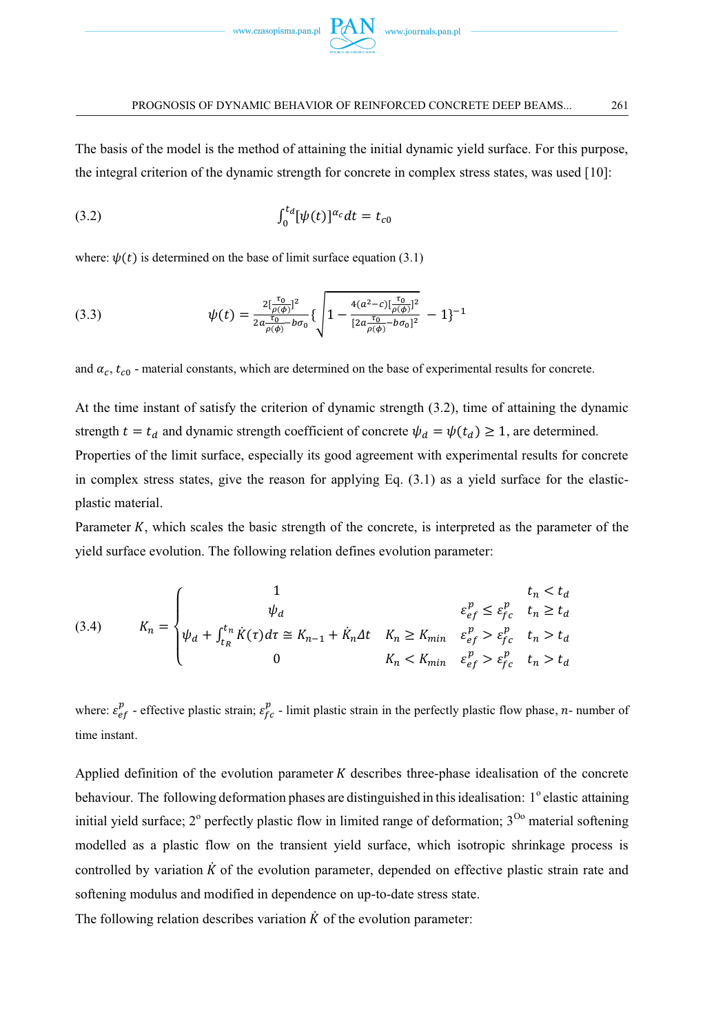The basis of the model is the method of attaining the initial dynamic yield surface. For this purpose, the integral criterion of the dynamic strength for concrete in complex stress states, was used [10]:

$$\int_0^{t_d} [\psi(t)]^{\alpha_c} dt = t_{c0} \tag{3.2}$$

where: $\psi(t)$ is determined on the base of limit surface equation (3.1)

$$\psi(t) = \frac{2[\frac{\tau_0}{\rho(\phi)}]^2}{2a\frac{\tau_0}{\rho(\phi)} - b\sigma_0}\left\{\sqrt{1 - \frac{4(a^2-c)[\frac{\tau_0}{\rho(\phi)}]^2}{[2a\frac{\tau_0}{\rho(\phi)} - b\sigma_0]^2}} - 1\right\}^{-1} \tag{3.3}$$

and $\alpha_c$, $t_{c0}$ - material constants, which are determined on the base of experimental results for concrete.

At the time instant of satisfy the criterion of dynamic strength (3.2), time of attaining the dynamic strength $t = t_d$ and dynamic strength coefficient of concrete $\psi_d = \psi(t_d) \geq 1$, are determined.
Properties of the limit surface, especially its good agreement with experimental results for concrete in complex stress states, give the reason for applying Eq. (3.1) as a yield surface for the elastic-plastic material.
Parameter $K$, which scales the basic strength of the concrete, is interpreted as the parameter of the yield surface evolution. The following relation defines evolution parameter:

$$K_n = \begin{cases} 1 & & & t_n < t_d \\ \psi_d & & \varepsilon_{ef}^p \leq \varepsilon_{fc}^p & t_n \geq t_d \\ \psi_d + \int_{t_R}^{t_n} \dot{K}(\tau)d\tau \cong K_{n-1} + \dot{K}_n \Delta t & K_n \geq K_{min} & \varepsilon_{ef}^p > \varepsilon_{fc}^p & t_n > t_d \\ 0 & K_n < K_{min} & \varepsilon_{ef}^p > \varepsilon_{fc}^p & t_n > t_d \end{cases} \tag{3.4}$$

where: $\varepsilon_{ef}^p$ - effective plastic strain; $\varepsilon_{fc}^p$ - limit plastic strain in the perfectly plastic flow phase, $n$- number of time instant.

Applied definition of the evolution parameter $K$ describes three-phase idealisation of the concrete behaviour. The following deformation phases are distinguished in this idealisation: 1° elastic attaining initial yield surface; 2° perfectly plastic flow in limited range of deformation; 3°° material softening modelled as a plastic flow on the transient yield surface, which isotropic shrinkage process is controlled by variation $\dot{K}$ of the evolution parameter, depended on effective plastic strain rate and softening modulus and modified in dependence on up-to-date stress state.
The following relation describes variation $\dot{K}$ of the evolution parameter: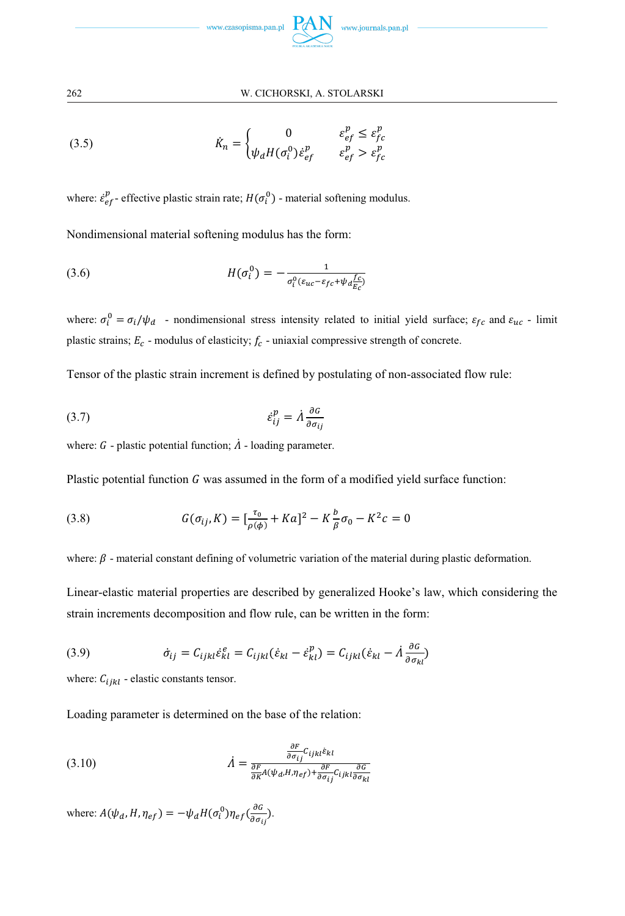$$\dot{K}_n = \begin{cases} 0 & \varepsilon_{ef}^p \leq \varepsilon_{fc}^p \\ \psi_d H(\sigma_i^0)\dot{\varepsilon}_{ef}^p & \varepsilon_{ef}^p > \varepsilon_{fc}^p \end{cases} \tag{3.5}$$

where: $\dot{\varepsilon}_{ef}^p$ - effective plastic strain rate; $H(\sigma_i^0)$ - material softening modulus.

Nondimensional material softening modulus has the form:

$$H(\sigma_i^0) = -\frac{1}{\sigma_i^0(\varepsilon_{uc} - \varepsilon_{fc} + \psi_d \frac{f_c}{E_c})} \tag{3.6}$$

where: $\sigma_i^0 = \sigma_i/\psi_d$ - nondimensional stress intensity related to initial yield surface; $\varepsilon_{fc}$ and $\varepsilon_{uc}$ - limit plastic strains; $E_c$ - modulus of elasticity; $f_c$ - uniaxial compressive strength of concrete.

Tensor of the plastic strain increment is defined by postulating of non-associated flow rule:

$$\dot{\varepsilon}_{ij}^p = \dot{\Lambda}\frac{\partial G}{\partial \sigma_{ij}} \tag{3.7}$$

where: $G$ - plastic potential function; $\dot{\Lambda}$ - loading parameter.

Plastic potential function $G$ was assumed in the form of a modified yield surface function:

$$G(\sigma_{ij}, K) = [\frac{\tau_0}{\rho(\phi)} + Ka]^2 - K\frac{b}{\beta}\sigma_0 - K^2 c = 0 \tag{3.8}$$

where: $\beta$ - material constant defining of volumetric variation of the material during plastic deformation.

Linear-elastic material properties are described by generalized Hooke's law, which considering the strain increments decomposition and flow rule, can be written in the form:

$$\dot{\sigma}_{ij} = C_{ijkl}\dot{\varepsilon}_{kl}^e = C_{ijkl}(\dot{\varepsilon}_{kl} - \dot{\varepsilon}_{kl}^p) = C_{ijkl}(\dot{\varepsilon}_{kl} - \dot{\Lambda}\frac{\partial G}{\partial \sigma_{kl}}) \tag{3.9}$$

where: $C_{ijkl}$ - elastic constants tensor.

Loading parameter is determined on the base of the relation:

$$\dot{\Lambda} = \frac{\frac{\partial F}{\partial \sigma_{ij}}C_{ijkl}\dot{\varepsilon}_{kl}}{\frac{\partial F}{\partial K}A(\psi_d, H, \eta_{ef}) + \frac{\partial F}{\partial \sigma_{ij}}C_{ijkl}\frac{\partial G}{\partial \sigma_{kl}}} \tag{3.10}$$

where: $A(\psi_d, H, \eta_{ef}) = -\psi_d H(\sigma_i^0)\eta_{ef}(\frac{\partial G}{\partial \sigma_{ij}})$.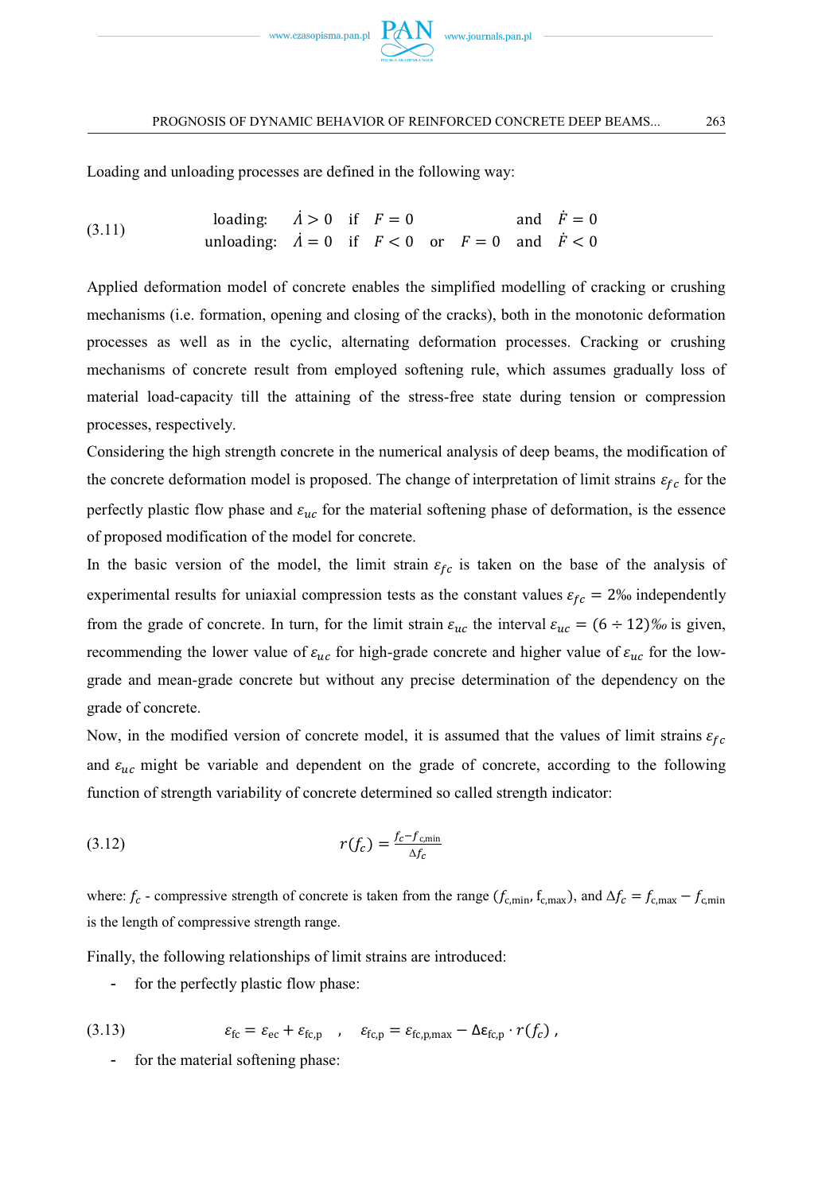Loading and unloading processes are defined in the following way:

$$
\begin{array}{lllllll}
\text{loading:} & \dot{\Lambda} > 0 & \text{if} & F = 0 & & \text{and} & \dot{F} = 0 \\
\text{unloading:} & \dot{\Lambda} = 0 & \text{if} & F < 0 & \text{or} \quad F = 0 & \text{and} & \dot{F} < 0
\end{array}
\tag{3.11}
$$

Applied deformation model of concrete enables the simplified modelling of cracking or crushing mechanisms (i.e. formation, opening and closing of the cracks), both in the monotonic deformation processes as well as in the cyclic, alternating deformation processes. Cracking or crushing mechanisms of concrete result from employed softening rule, which assumes gradually loss of material load-capacity till the attaining of the stress-free state during tension or compression processes, respectively.

Considering the high strength concrete in the numerical analysis of deep beams, the modification of the concrete deformation model is proposed. The change of interpretation of limit strains $\varepsilon_{fc}$ for the perfectly plastic flow phase and $\varepsilon_{uc}$ for the material softening phase of deformation, is the essence of proposed modification of the model for concrete.

In the basic version of the model, the limit strain $\varepsilon_{fc}$ is taken on the base of the analysis of experimental results for uniaxial compression tests as the constant values $\varepsilon_{fc} = 2‰$ independently from the grade of concrete. In turn, for the limit strain $\varepsilon_{uc}$ the interval $\varepsilon_{uc} = (6 \div 12)‰$ is given, recommending the lower value of $\varepsilon_{uc}$ for high-grade concrete and higher value of $\varepsilon_{uc}$ for the low-grade and mean-grade concrete but without any precise determination of the dependency on the grade of concrete.

Now, in the modified version of concrete model, it is assumed that the values of limit strains $\varepsilon_{fc}$ and $\varepsilon_{uc}$ might be variable and dependent on the grade of concrete, according to the following function of strength variability of concrete determined so called strength indicator:

$$
r(f_c) = \frac{f_c - f_{\mathrm{c,min}}}{\Delta f_c}
\tag{3.12}
$$

where: $f_c$ - compressive strength of concrete is taken from the range ($f_{\mathrm{c,min}}$, $f_{\mathrm{c,max}}$), and $\Delta f_c = f_{\mathrm{c,max}} - f_{\mathrm{c,min}}$ is the length of compressive strength range.

Finally, the following relationships of limit strains are introduced:

- for the perfectly plastic flow phase:

$$
\varepsilon_{\mathrm{fc}} = \varepsilon_{\mathrm{ec}} + \varepsilon_{\mathrm{fc,p}} \quad , \quad \varepsilon_{\mathrm{fc,p}} = \varepsilon_{\mathrm{fc,p,max}} - \Delta\varepsilon_{\mathrm{fc,p}} \cdot r(f_c) \, ,
\tag{3.13}
$$

- for the material softening phase: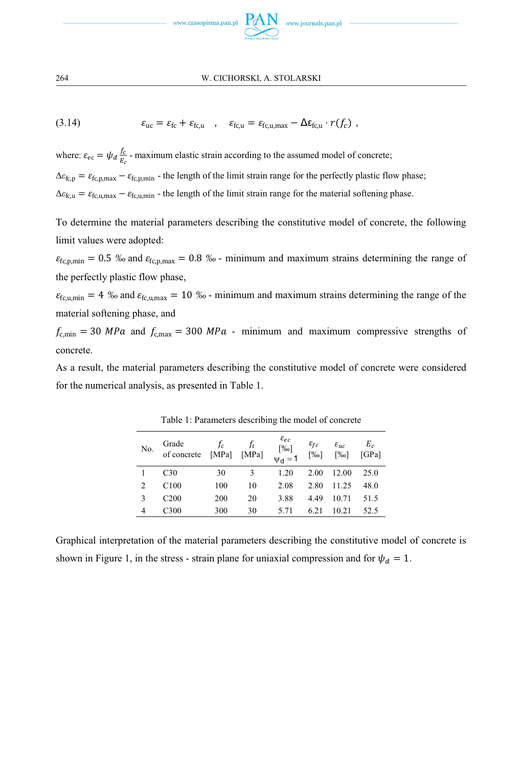$$\varepsilon_{\mathrm{uc}} = \varepsilon_{\mathrm{fc}} + \varepsilon_{\mathrm{fc,u}} \quad , \quad \varepsilon_{\mathrm{fc,u}} = \varepsilon_{\mathrm{fc,u,max}} - \Delta\varepsilon_{\mathrm{fc,u}} \cdot r(f_c) \ , \tag{3.14}$$

where: $\varepsilon_{\mathrm{ec}} = \psi_d \frac{f_c}{E_c}$ - maximum elastic strain according to the assumed model of concrete;

$\Delta\varepsilon_{\mathrm{fc,p}} = \varepsilon_{\mathrm{fc,p,max}} - \varepsilon_{\mathrm{fc,p,min}}$ - the length of the limit strain range for the perfectly plastic flow phase;

$\Delta\varepsilon_{\mathrm{fc,u}} = \varepsilon_{\mathrm{fc,u,max}} - \varepsilon_{\mathrm{fc,u,min}}$ - the length of the limit strain range for the material softening phase.

To determine the material parameters describing the constitutive model of concrete, the following limit values were adopted:

$\varepsilon_{\mathrm{fc,p,min}} = 0.5$ ‰ and $\varepsilon_{\mathrm{fc,p,max}} = 0.8$ ‰ - minimum and maximum strains determining the range of the perfectly plastic flow phase,

$\varepsilon_{\mathrm{fc,u,min}} = 4$ ‰ and $\varepsilon_{\mathrm{fc,u,max}} = 10$ ‰ - minimum and maximum strains determining the range of the material softening phase, and

$f_{\mathrm{c,min}} = 30\ MPa$ and $f_{\mathrm{c,max}} = 300\ MPa$ - minimum and maximum compressive strengths of concrete.

As a result, the material parameters describing the constitutive model of concrete were considered for the numerical analysis, as presented in Table 1.

Table 1: Parameters describing the model of concrete

| No. | Grade of concrete | $f_c$ [MPa] | $f_t$ [MPa] | $\varepsilon_{ec}$ [‰] $\psi_d = 1$ | $\varepsilon_{fc}$ [‰] | $\varepsilon_{uc}$ [‰] | $E_c$ [GPa] |
|---|---|---|---|---|---|---|---|
| 1 | C30 | 30 | 3 | 1.20 | 2.00 | 12.00 | 25.0 |
| 2 | C100 | 100 | 10 | 2.08 | 2.80 | 11.25 | 48.0 |
| 3 | C200 | 200 | 20 | 3.88 | 4.49 | 10.71 | 51.5 |
| 4 | C300 | 300 | 30 | 5.71 | 6.21 | 10.21 | 52.5 |

Graphical interpretation of the material parameters describing the constitutive model of concrete is shown in Figure 1, in the stress - strain plane for uniaxial compression and for $\psi_d = 1$.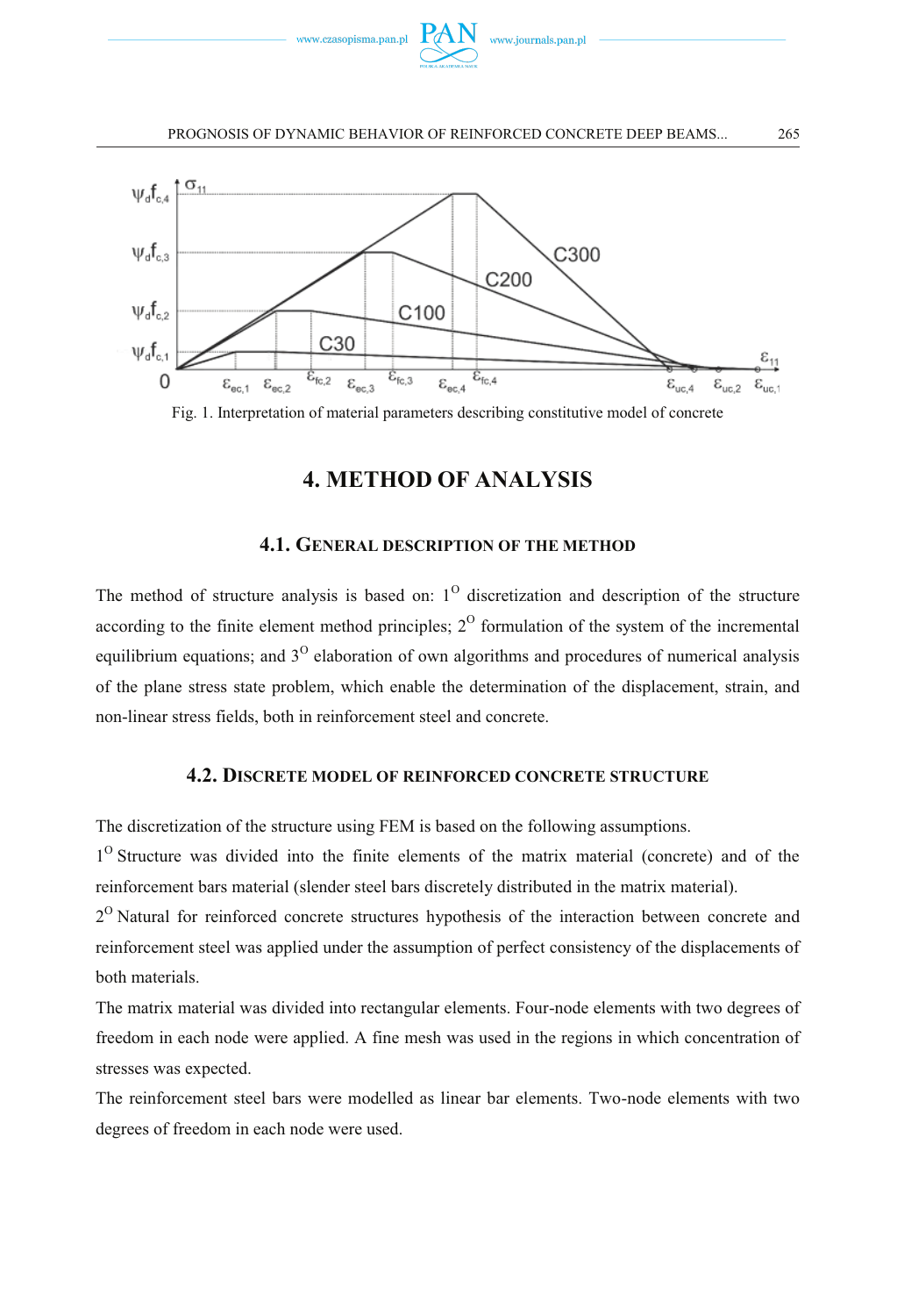Fig. 1. Interpretation of material parameters describing constitutive model of concrete

# 4. METHOD OF ANALYSIS

## 4.1. General description of the method

The method of structure analysis is based on: 1$^{O}$ discretization and description of the structure according to the finite element method principles; 2$^{O}$ formulation of the system of the incremental equilibrium equations; and 3$^{O}$ elaboration of own algorithms and procedures of numerical analysis of the plane stress state problem, which enable the determination of the displacement, strain, and non-linear stress fields, both in reinforcement steel and concrete.

## 4.2. Discrete model of reinforced concrete structure

The discretization of the structure using FEM is based on the following assumptions.

1$^{O}$ Structure was divided into the finite elements of the matrix material (concrete) and of the reinforcement bars material (slender steel bars discretely distributed in the matrix material).

2$^{O}$ Natural for reinforced concrete structures hypothesis of the interaction between concrete and reinforcement steel was applied under the assumption of perfect consistency of the displacements of both materials.

The matrix material was divided into rectangular elements. Four-node elements with two degrees of freedom in each node were applied. A fine mesh was used in the regions in which concentration of stresses was expected.

The reinforcement steel bars were modelled as linear bar elements. Two-node elements with two degrees of freedom in each node were used.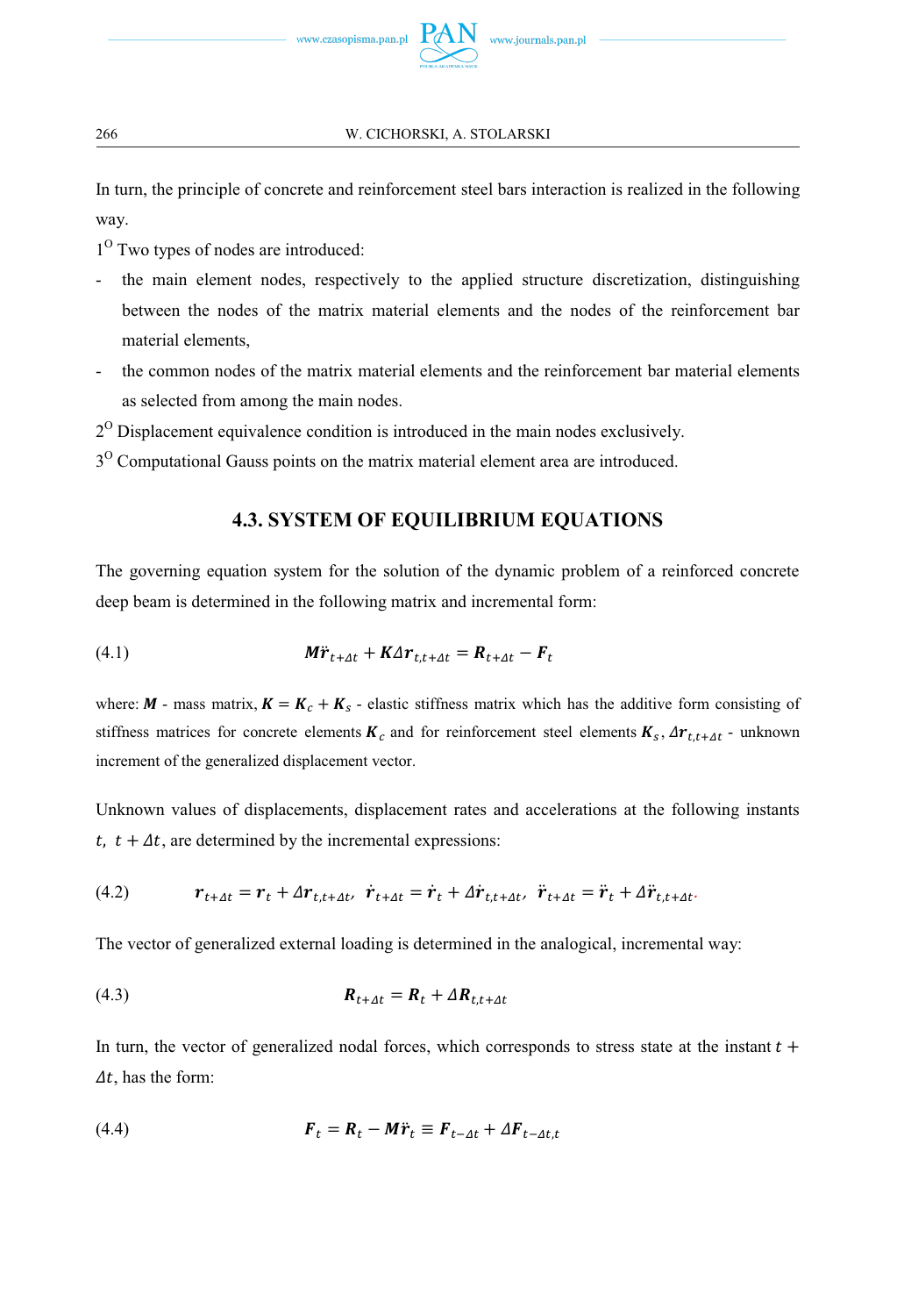In turn, the principle of concrete and reinforcement steel bars interaction is realized in the following way.

1[O] Two types of nodes are introduced:

- the main element nodes, respectively to the applied structure discretization, distinguishing between the nodes of the matrix material elements and the nodes of the reinforcement bar material elements,
- the common nodes of the matrix material elements and the reinforcement bar material elements as selected from among the main nodes.

2[O] Displacement equivalence condition is introduced in the main nodes exclusively.

3[O] Computational Gauss points on the matrix material element area are introduced.

### 4.3. SYSTEM OF EQUILIBRIUM EQUATIONS

The governing equation system for the solution of the dynamic problem of a reinforced concrete deep beam is determined in the following matrix and incremental form:

$$\boldsymbol{M}\ddot{\boldsymbol{r}}_{t+\Delta t} + \boldsymbol{K}\Delta\boldsymbol{r}_{t,t+\Delta t} = \boldsymbol{R}_{t+\Delta t} - \boldsymbol{F}_t \tag{4.1}$$

where: $\boldsymbol{M}$ - mass matrix, $\boldsymbol{K} = \boldsymbol{K}_c + \boldsymbol{K}_s$ - elastic stiffness matrix which has the additive form consisting of stiffness matrices for concrete elements $\boldsymbol{K}_c$ and for reinforcement steel elements $\boldsymbol{K}_s$, $\Delta\boldsymbol{r}_{t,t+\Delta t}$ - unknown increment of the generalized displacement vector.

Unknown values of displacements, displacement rates and accelerations at the following instants $t,\ t+\Delta t$, are determined by the incremental expressions:

$$\boldsymbol{r}_{t+\Delta t} = \boldsymbol{r}_t + \Delta\boldsymbol{r}_{t,t+\Delta t},\quad \dot{\boldsymbol{r}}_{t+\Delta t} = \dot{\boldsymbol{r}}_t + \Delta\dot{\boldsymbol{r}}_{t,t+\Delta t},\quad \ddot{\boldsymbol{r}}_{t+\Delta t} = \ddot{\boldsymbol{r}}_t + \Delta\ddot{\boldsymbol{r}}_{t,t+\Delta t}. \tag{4.2}$$

The vector of generalized external loading is determined in the analogical, incremental way:

$$\boldsymbol{R}_{t+\Delta t} = \boldsymbol{R}_t + \Delta\boldsymbol{R}_{t,t+\Delta t} \tag{4.3}$$

In turn, the vector of generalized nodal forces, which corresponds to stress state at the instant $t + \Delta t$, has the form:

$$\boldsymbol{F}_t = \boldsymbol{R}_t - \boldsymbol{M}\ddot{\boldsymbol{r}}_t \equiv \boldsymbol{F}_{t-\Delta t} + \Delta\boldsymbol{F}_{t-\Delta t,t} \tag{4.4}$$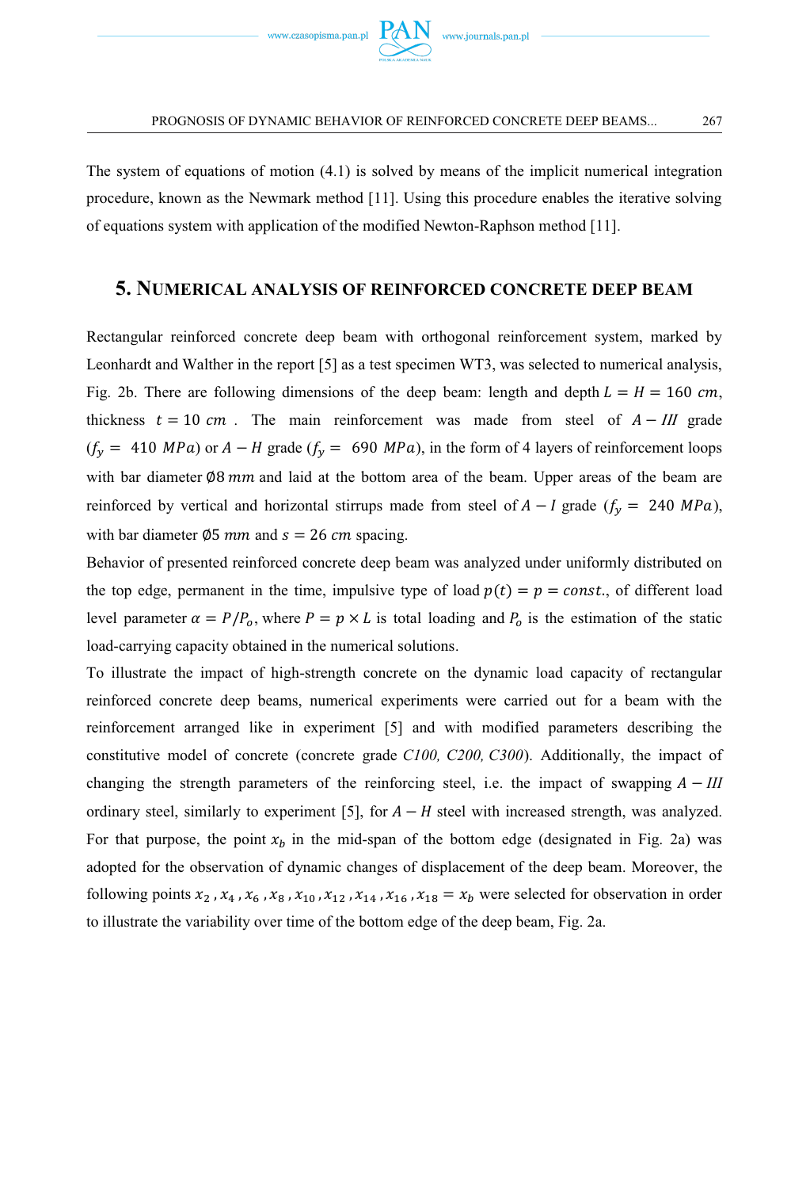The system of equations of motion (4.1) is solved by means of the implicit numerical integration procedure, known as the Newmark method [11]. Using this procedure enables the iterative solving of equations system with application of the modified Newton-Raphson method [11].

## 5. NUMERICAL ANALYSIS OF REINFORCED CONCRETE DEEP BEAM

Rectangular reinforced concrete deep beam with orthogonal reinforcement system, marked by Leonhardt and Walther in the report [5] as a test specimen WT3, was selected to numerical analysis, Fig. 2b. There are following dimensions of the deep beam: length and depth $L = H = 160\ cm$, thickness $t = 10\ cm$ . The main reinforcement was made from steel of $A - III$ grade ($f_y =\ 410\ MPa$) or $A - H$ grade ($f_y =\ 690\ MPa$), in the form of 4 layers of reinforcement loops with bar diameter $\emptyset 8\ mm$ and laid at the bottom area of the beam. Upper areas of the beam are reinforced by vertical and horizontal stirrups made from steel of $A - I$ grade ($f_y =\ 240\ MPa$), with bar diameter $\emptyset 5\ mm$ and $s = 26\ cm$ spacing.

Behavior of presented reinforced concrete deep beam was analyzed under uniformly distributed on the top edge, permanent in the time, impulsive type of load $p(t) = p = const.$, of different load level parameter $\alpha = P/P_o$, where $P = p \times L$ is total loading and $P_o$ is the estimation of the static load-carrying capacity obtained in the numerical solutions.

To illustrate the impact of high-strength concrete on the dynamic load capacity of rectangular reinforced concrete deep beams, numerical experiments were carried out for a beam with the reinforcement arranged like in experiment [5] and with modified parameters describing the constitutive model of concrete (concrete grade *C100, C200, C300*). Additionally, the impact of changing the strength parameters of the reinforcing steel, i.e. the impact of swapping $A - III$ ordinary steel, similarly to experiment [5], for $A - H$ steel with increased strength, was analyzed. For that purpose, the point $x_b$ in the mid-span of the bottom edge (designated in Fig. 2a) was adopted for the observation of dynamic changes of displacement of the deep beam. Moreover, the following points $x_2, x_4, x_6, x_8, x_{10}, x_{12}, x_{14}, x_{16}, x_{18} = x_b$ were selected for observation in order to illustrate the variability over time of the bottom edge of the deep beam, Fig. 2a.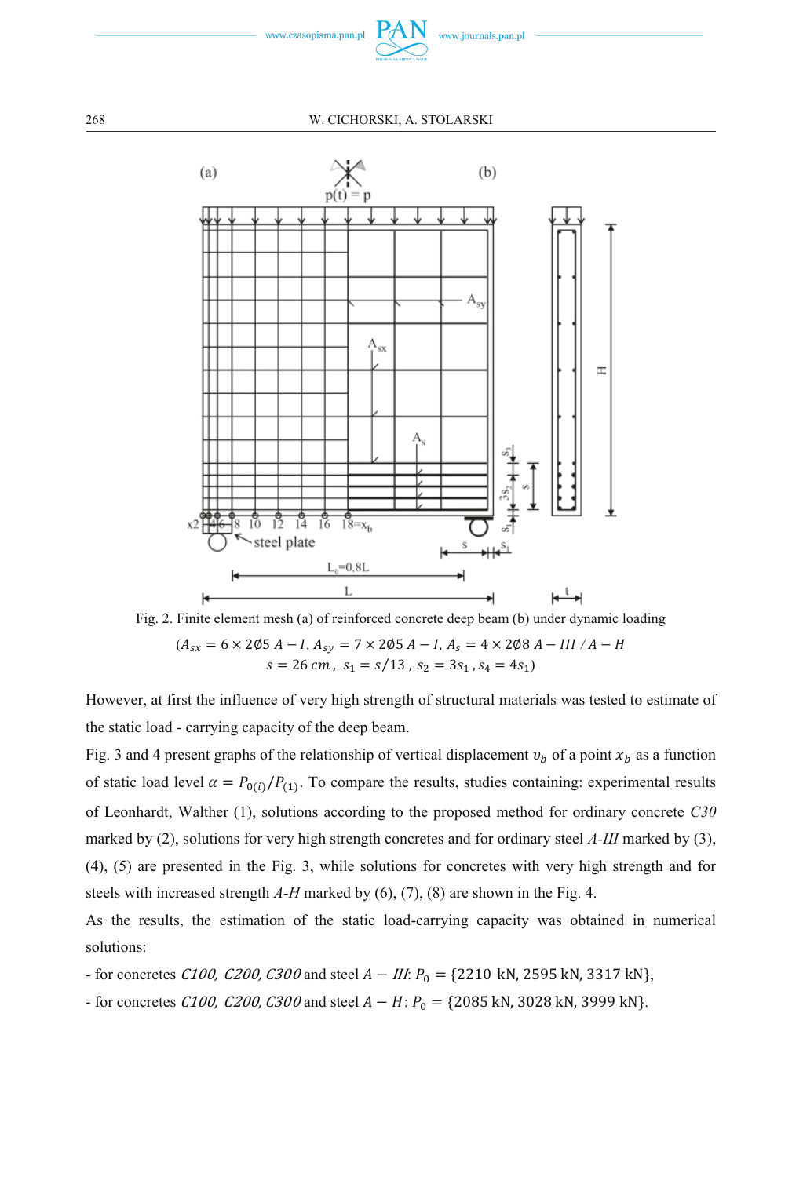Fig. 2. Finite element mesh (a) of reinforced concrete deep beam (b) under dynamic loading

$(A_{sx} = 6 \times 2\emptyset 5\ A-I,\ A_{sy} = 7 \times 2\emptyset 5\ A-I,\ A_s = 4 \times 2\emptyset 8\ A-III\ /A-H$
$s = 26\ cm,\ s_1 = s/13,\ s_2 = 3s_1,\ s_4 = 4s_1)$

However, at first the influence of very high strength of structural materials was tested to estimate of the static load - carrying capacity of the deep beam.

Fig. 3 and 4 present graphs of the relationship of vertical displacement $\upsilon_b$ of a point $x_b$ as a function of static load level $\alpha = P_{0(i)}/P_{(1)}$. To compare the results, studies containing: experimental results of Leonhardt, Walther (1), solutions according to the proposed method for ordinary concrete *C30* marked by (2), solutions for very high strength concretes and for ordinary steel *A-III* marked by (3), (4), (5) are presented in the Fig. 3, while solutions for concretes with very high strength and for steels with increased strength *A-H* marked by (6), (7), (8) are shown in the Fig. 4.

As the results, the estimation of the static load-carrying capacity was obtained in numerical solutions:

- for concretes *C100, C200, C300* and steel $A-III$: $P_0 = \{2210\ \text{kN}, 2595\ \text{kN}, 3317\ \text{kN}\}$,
- for concretes *C100, C200, C300* and steel $A-H$: $P_0 = \{2085\ \text{kN}, 3028\ \text{kN}, 3999\ \text{kN}\}$.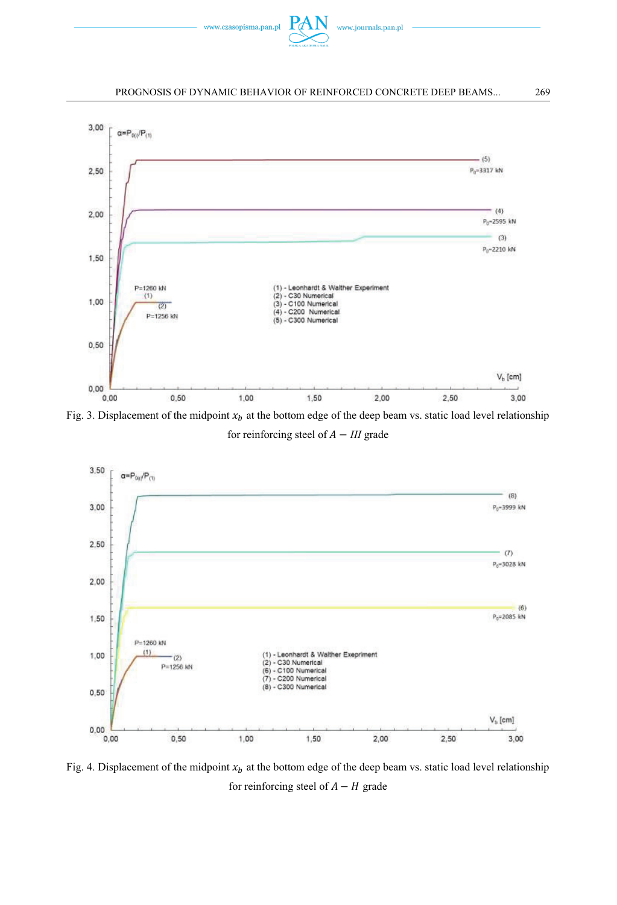Fig. 3. Displacement of the midpoint $x_b$ at the bottom edge of the deep beam vs. static load level relationship for reinforcing steel of $A - III$ grade

Fig. 4. Displacement of the midpoint $x_b$ at the bottom edge of the deep beam vs. static load level relationship for reinforcing steel of $A - H$ grade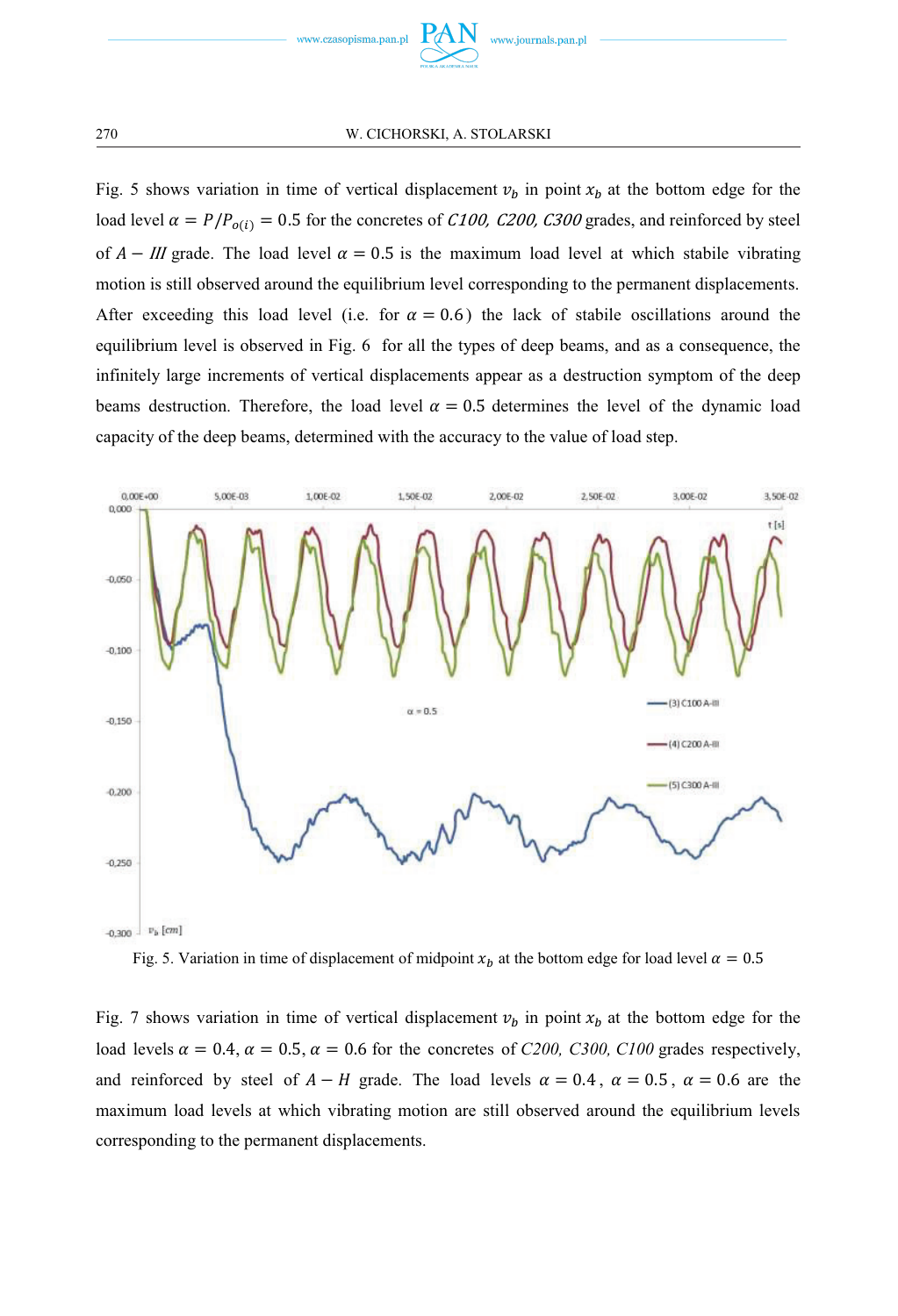Fig. 5 shows variation in time of vertical displacement $v_b$ in point $x_b$ at the bottom edge for the load level $\alpha = P/P_{o(i)} = 0.5$ for the concretes of *C100, C200, C300* grades, and reinforced by steel of $A - III$ grade. The load level $\alpha = 0.5$ is the maximum load level at which stabile vibrating motion is still observed around the equilibrium level corresponding to the permanent displacements. After exceeding this load level (i.e. for $\alpha = 0.6$) the lack of stabile oscillations around the equilibrium level is observed in Fig. 6 for all the types of deep beams, and as a consequence, the infinitely large increments of vertical displacements appear as a destruction symptom of the deep beams destruction. Therefore, the load level $\alpha = 0.5$ determines the level of the dynamic load capacity of the deep beams, determined with the accuracy to the value of load step.

Fig. 5. Variation in time of displacement of midpoint $x_b$ at the bottom edge for load level $\alpha = 0.5$

Fig. 7 shows variation in time of vertical displacement $v_b$ in point $x_b$ at the bottom edge for the load levels $\alpha = 0.4$, $\alpha = 0.5$, $\alpha = 0.6$ for the concretes of *C200, C300, C100* grades respectively, and reinforced by steel of $A - H$ grade. The load levels $\alpha = 0.4$, $\alpha = 0.5$, $\alpha = 0.6$ are the maximum load levels at which vibrating motion are still observed around the equilibrium levels corresponding to the permanent displacements.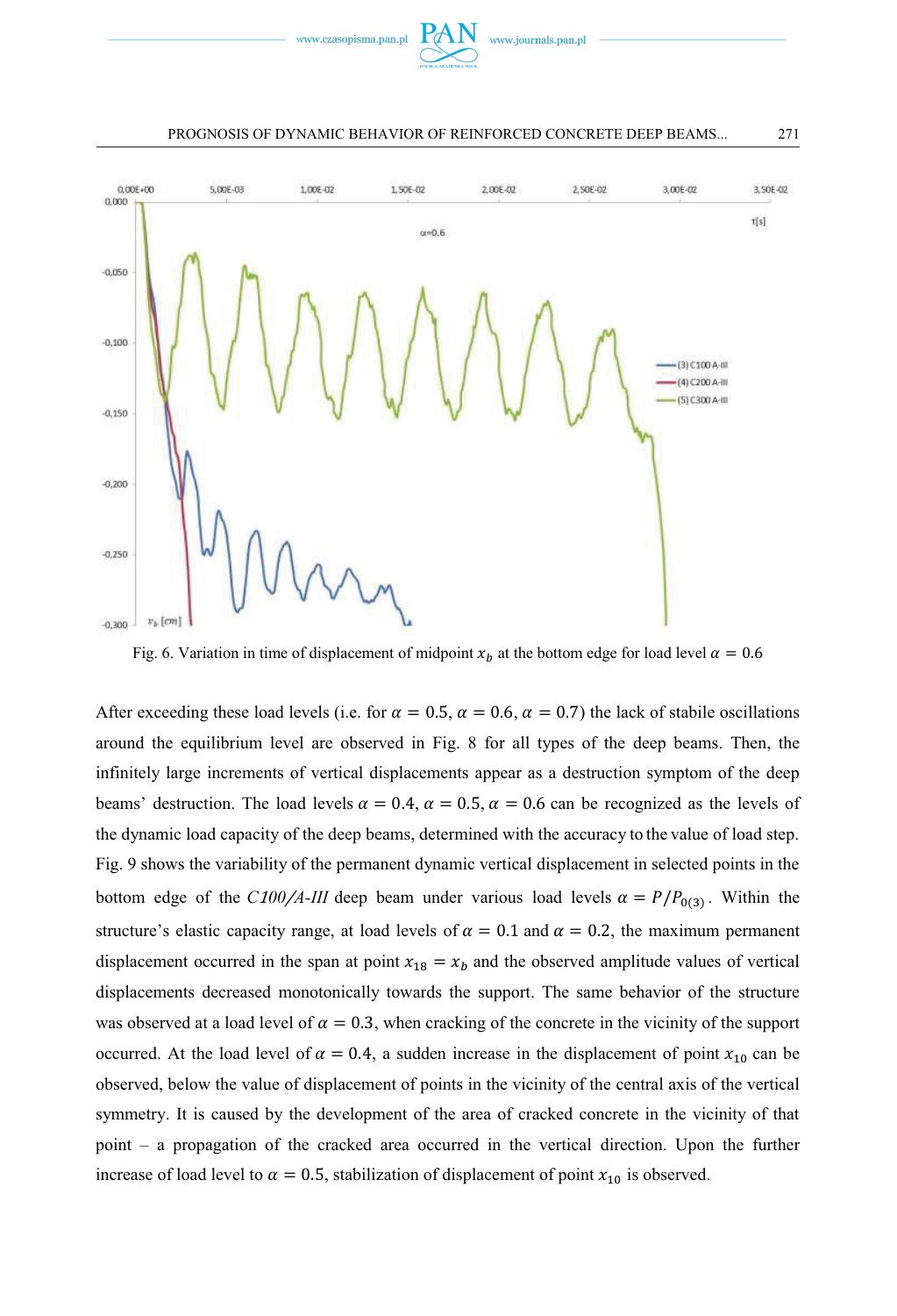Fig. 6. Variation in time of displacement of midpoint $x_b$ at the bottom edge for load level $\alpha = 0.6$

After exceeding these load levels (i.e. for $\alpha = 0.5$, $\alpha = 0.6$, $\alpha = 0.7$) the lack of stabile oscillations around the equilibrium level are observed in Fig. 8 for all types of the deep beams. Then, the infinitely large increments of vertical displacements appear as a destruction symptom of the deep beams' destruction. The load levels $\alpha = 0.4$, $\alpha = 0.5$, $\alpha = 0.6$ can be recognized as the levels of the dynamic load capacity of the deep beams, determined with the accuracy to the value of load step. Fig. 9 shows the variability of the permanent dynamic vertical displacement in selected points in the bottom edge of the *C100/A-III* deep beam under various load levels $\alpha = P/P_{0(3)}$. Within the structure's elastic capacity range, at load levels of $\alpha = 0.1$ and $\alpha = 0.2$, the maximum permanent displacement occurred in the span at point $x_{18} = x_b$ and the observed amplitude values of vertical displacements decreased monotonically towards the support. The same behavior of the structure was observed at a load level of $\alpha = 0.3$, when cracking of the concrete in the vicinity of the support occurred. At the load level of $\alpha = 0.4$, a sudden increase in the displacement of point $x_{10}$ can be observed, below the value of displacement of points in the vicinity of the central axis of the vertical symmetry. It is caused by the development of the area of cracked concrete in the vicinity of that point – a propagation of the cracked area occurred in the vertical direction. Upon the further increase of load level to $\alpha = 0.5$, stabilization of displacement of point $x_{10}$ is observed.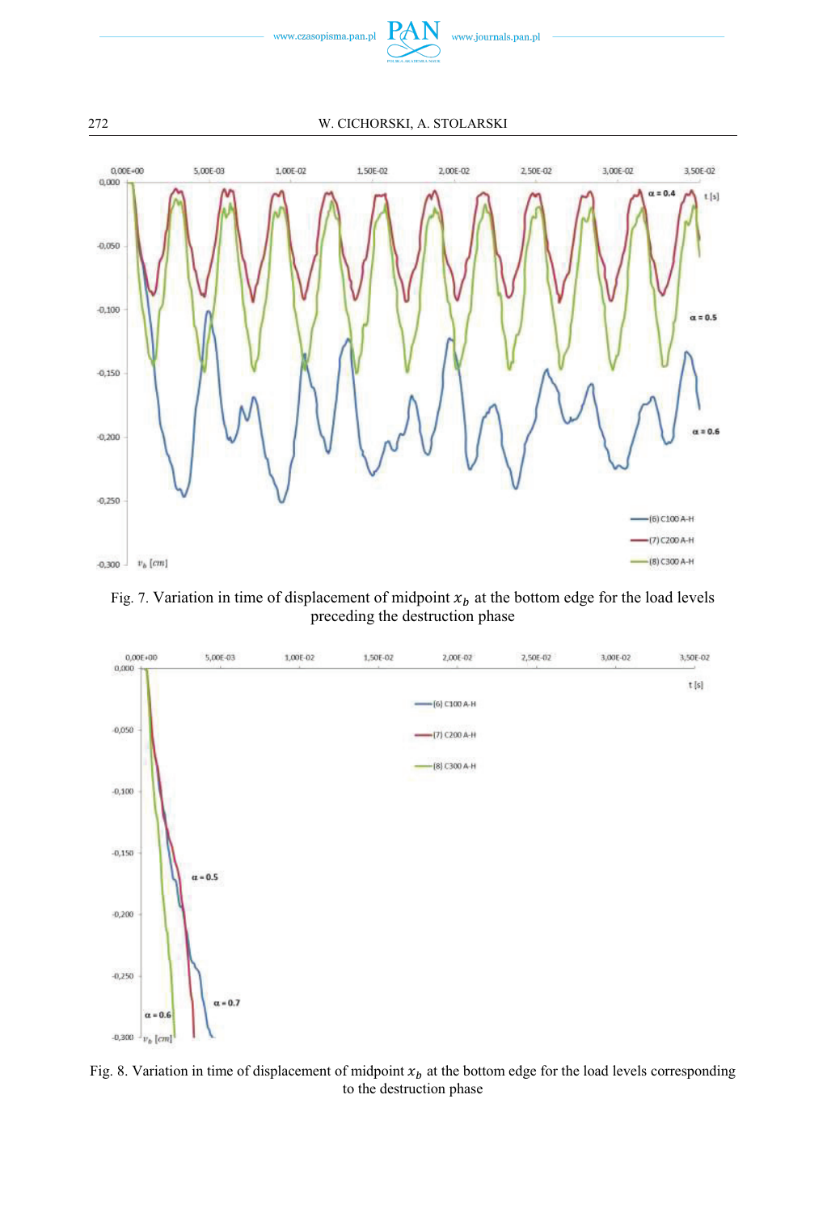Fig. 7. Variation in time of displacement of midpoint $x_b$ at the bottom edge for the load levels preceding the destruction phase

Fig. 8. Variation in time of displacement of midpoint $x_b$ at the bottom edge for the load levels corresponding to the destruction phase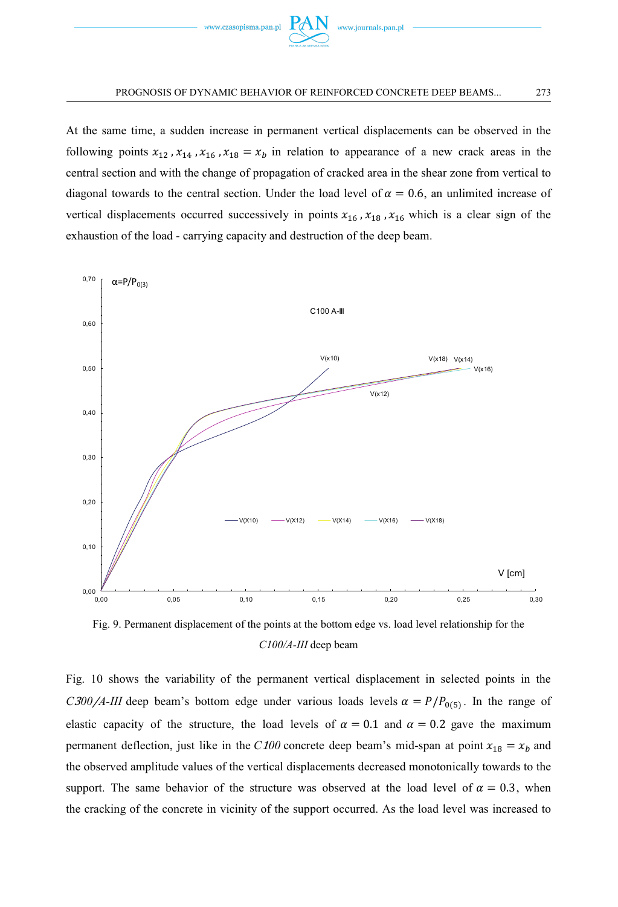At the same time, a sudden increase in permanent vertical displacements can be observed in the following points $x_{12}$, $x_{14}$, $x_{16}$, $x_{18} = x_b$ in relation to appearance of a new crack areas in the central section and with the change of propagation of cracked area in the shear zone from vertical to diagonal towards to the central section. Under the load level of $\alpha = 0.6$, an unlimited increase of vertical displacements occurred successively in points $x_{16}$, $x_{18}$, $x_{16}$ which is a clear sign of the exhaustion of the load - carrying capacity and destruction of the deep beam.

Fig. 9. Permanent displacement of the points at the bottom edge vs. load level relationship for the *C100/A-III* deep beam

Fig. 10 shows the variability of the permanent vertical displacement in selected points in the *C300/A-III* deep beam's bottom edge under various loads levels $\alpha = P/P_{0(5)}$. In the range of elastic capacity of the structure, the load levels of $\alpha = 0.1$ and $\alpha = 0.2$ gave the maximum permanent deflection, just like in the *C100* concrete deep beam's mid-span at point $x_{18} = x_b$ and the observed amplitude values of the vertical displacements decreased monotonically towards to the support. The same behavior of the structure was observed at the load level of $\alpha = 0.3$, when the cracking of the concrete in vicinity of the support occurred. As the load level was increased to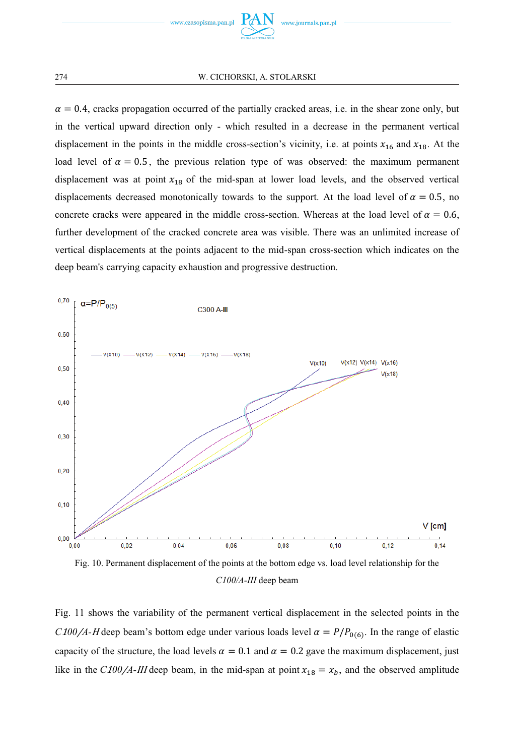$\alpha = 0.4$, cracks propagation occurred of the partially cracked areas, i.e. in the shear zone only, but in the vertical upward direction only - which resulted in a decrease in the permanent vertical displacement in the points in the middle cross-section's vicinity, i.e. at points $x_{16}$ and $x_{18}$. At the load level of $\alpha = 0.5$, the previous relation type of was observed: the maximum permanent displacement was at point $x_{18}$ of the mid-span at lower load levels, and the observed vertical displacements decreased monotonically towards to the support. At the load level of $\alpha = 0.5$, no concrete cracks were appeared in the middle cross-section. Whereas at the load level of $\alpha = 0.6$, further development of the cracked concrete area was visible. There was an unlimited increase of vertical displacements at the points adjacent to the mid-span cross-section which indicates on the deep beam's carrying capacity exhaustion and progressive destruction.

Fig. 10. Permanent displacement of the points at the bottom edge vs. load level relationship for the *C100/A-III* deep beam

Fig. 11 shows the variability of the permanent vertical displacement in the selected points in the *C100/A-H* deep beam's bottom edge under various loads level $\alpha = P/P_{0(6)}$. In the range of elastic capacity of the structure, the load levels $\alpha = 0.1$ and $\alpha = 0.2$ gave the maximum displacement, just like in the *C100/A-III* deep beam, in the mid-span at point $x_{18} = x_b$, and the observed amplitude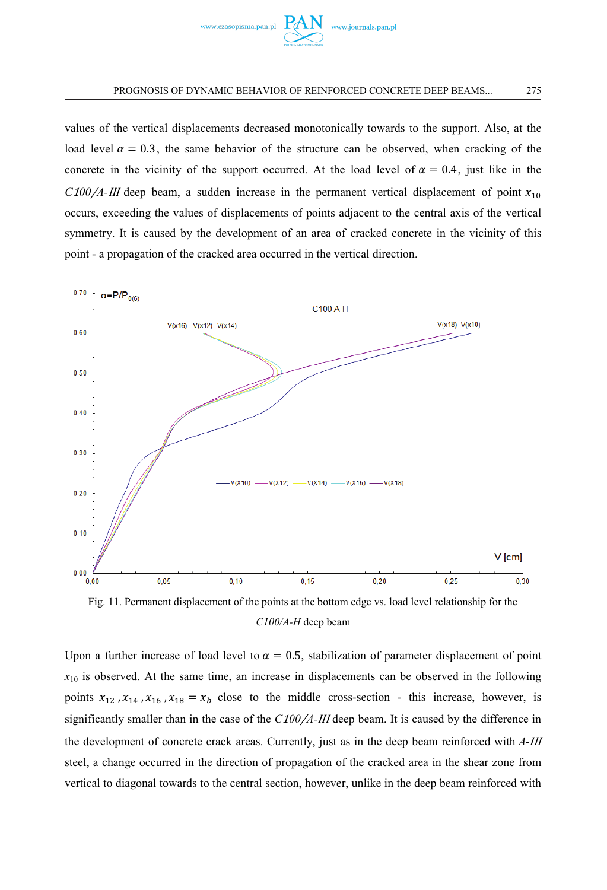values of the vertical displacements decreased monotonically towards to the support. Also, at the load level $\alpha = 0.3$, the same behavior of the structure can be observed, when cracking of the concrete in the vicinity of the support occurred. At the load level of $\alpha = 0.4$, just like in the *C100/A-III* deep beam, a sudden increase in the permanent vertical displacement of point $x_{10}$ occurs, exceeding the values of displacements of points adjacent to the central axis of the vertical symmetry. It is caused by the development of an area of cracked concrete in the vicinity of this point - a propagation of the cracked area occurred in the vertical direction.

Fig. 11. Permanent displacement of the points at the bottom edge vs. load level relationship for the *C100/A-H* deep beam

Upon a further increase of load level to $\alpha = 0.5$, stabilization of parameter displacement of point $x_{10}$ is observed. At the same time, an increase in displacements can be observed in the following points $x_{12}$ ,$x_{14}$ ,$x_{16}$ ,$x_{18} = x_b$ close to the middle cross-section - this increase, however, is significantly smaller than in the case of the *C100/A-III* deep beam. It is caused by the difference in the development of concrete crack areas. Currently, just as in the deep beam reinforced with *A-III* steel, a change occurred in the direction of propagation of the cracked area in the shear zone from vertical to diagonal towards to the central section, however, unlike in the deep beam reinforced with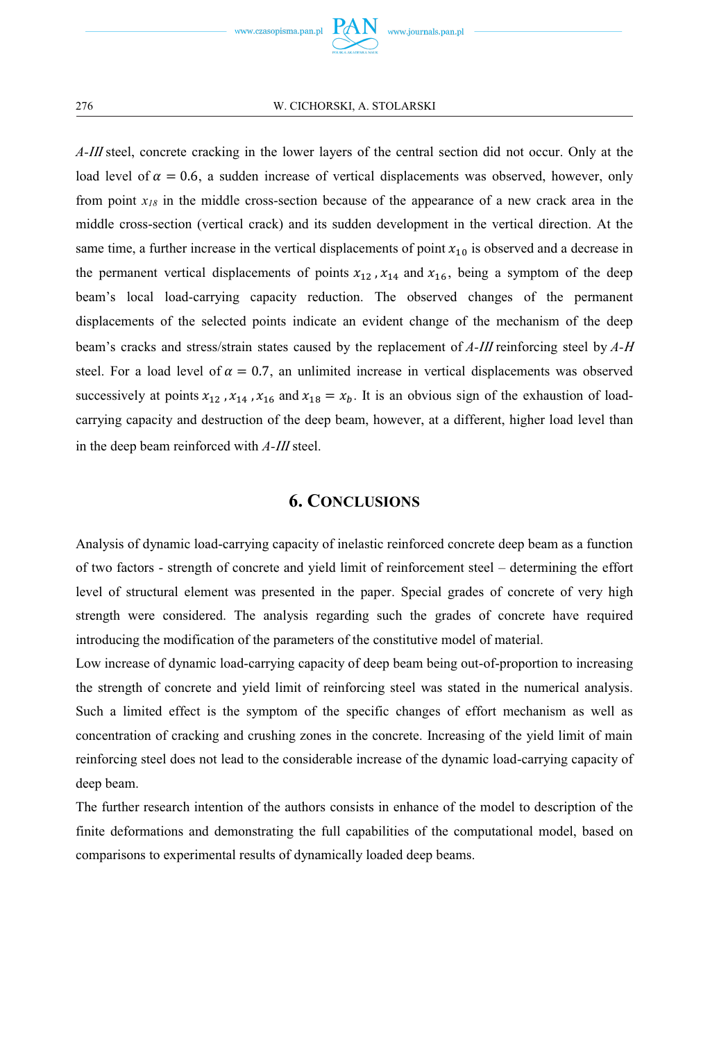*A-III* steel, concrete cracking in the lower layers of the central section did not occur. Only at the load level of $\alpha = 0.6$, a sudden increase of vertical displacements was observed, however, only from point $x_{18}$ in the middle cross-section because of the appearance of a new crack area in the middle cross-section (vertical crack) and its sudden development in the vertical direction. At the same time, a further increase in the vertical displacements of point $x_{10}$ is observed and a decrease in the permanent vertical displacements of points $x_{12}$, $x_{14}$ and $x_{16}$, being a symptom of the deep beam's local load-carrying capacity reduction. The observed changes of the permanent displacements of the selected points indicate an evident change of the mechanism of the deep beam's cracks and stress/strain states caused by the replacement of *A-III* reinforcing steel by *A-H* steel. For a load level of $\alpha = 0.7$, an unlimited increase in vertical displacements was observed successively at points $x_{12}$, $x_{14}$, $x_{16}$ and $x_{18} = x_b$. It is an obvious sign of the exhaustion of load-carrying capacity and destruction of the deep beam, however, at a different, higher load level than in the deep beam reinforced with *A-III* steel.

## 6. Conclusions

Analysis of dynamic load-carrying capacity of inelastic reinforced concrete deep beam as a function of two factors - strength of concrete and yield limit of reinforcement steel – determining the effort level of structural element was presented in the paper. Special grades of concrete of very high strength were considered. The analysis regarding such the grades of concrete have required introducing the modification of the parameters of the constitutive model of material.

Low increase of dynamic load-carrying capacity of deep beam being out-of-proportion to increasing the strength of concrete and yield limit of reinforcing steel was stated in the numerical analysis. Such a limited effect is the symptom of the specific changes of effort mechanism as well as concentration of cracking and crushing zones in the concrete. Increasing of the yield limit of main reinforcing steel does not lead to the considerable increase of the dynamic load-carrying capacity of deep beam.

The further research intention of the authors consists in enhance of the model to description of the finite deformations and demonstrating the full capabilities of the computational model, based on comparisons to experimental results of dynamically loaded deep beams.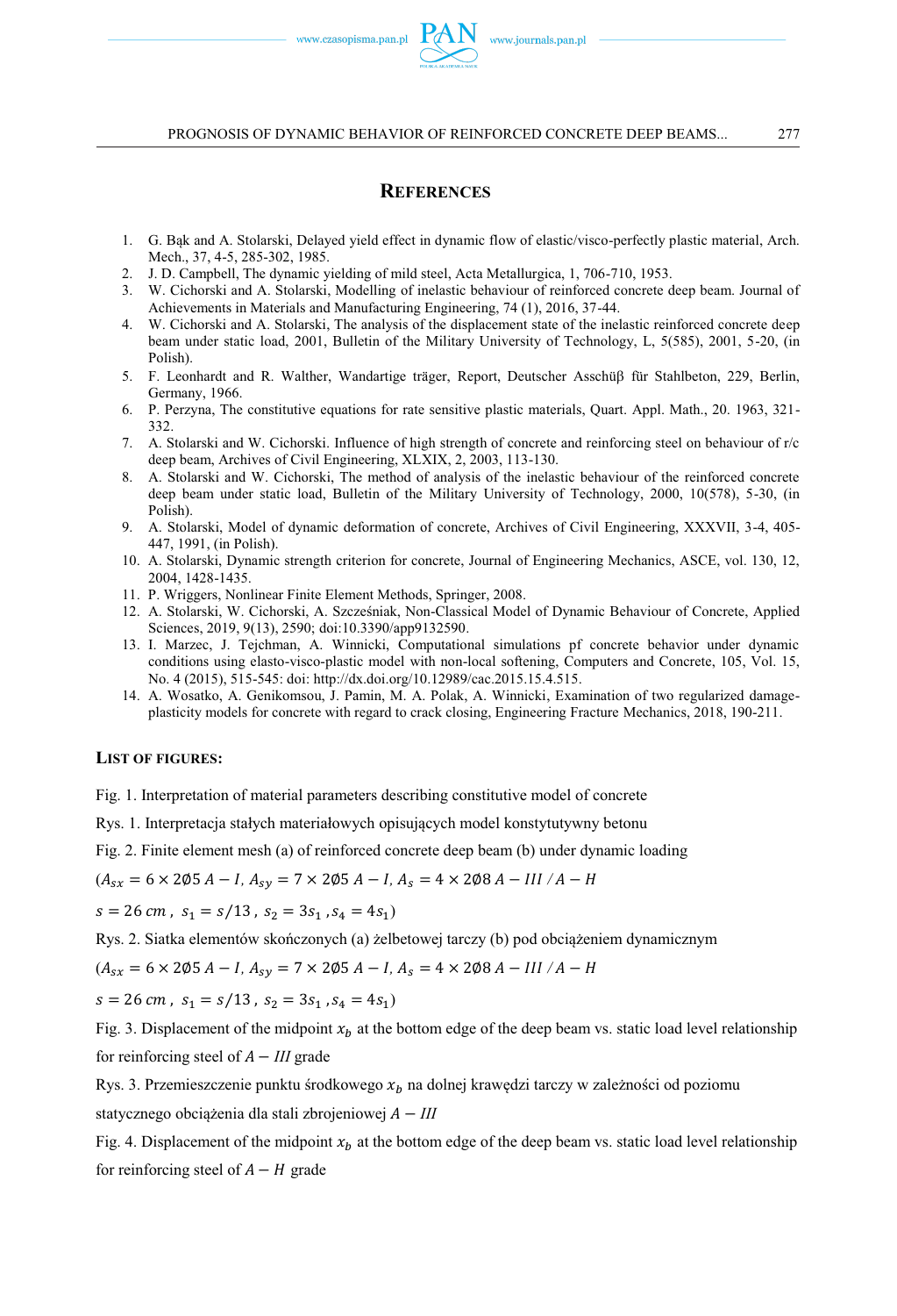## REFERENCES

1. G. Bąk and A. Stolarski, Delayed yield effect in dynamic flow of elastic/visco-perfectly plastic material, Arch. Mech., 37, 4-5, 285-302, 1985.
2. J. D. Campbell, The dynamic yielding of mild steel, Acta Metallurgica, 1, 706-710, 1953.
3. W. Cichorski and A. Stolarski, Modelling of inelastic behaviour of reinforced concrete deep beam. Journal of Achievements in Materials and Manufacturing Engineering, 74 (1), 2016, 37-44.
4. W. Cichorski and A. Stolarski, The analysis of the displacement state of the inelastic reinforced concrete deep beam under static load, 2001, Bulletin of the Military University of Technology, L, 5(585), 2001, 5-20, (in Polish).
5. F. Leonhardt and R. Walther, Wandartige träger, Report, Deutscher Asschüβ für Stahlbeton, 229, Berlin, Germany, 1966.
6. P. Perzyna, The constitutive equations for rate sensitive plastic materials, Quart. Appl. Math., 20. 1963, 321-332.
7. A. Stolarski and W. Cichorski. Influence of high strength of concrete and reinforcing steel on behaviour of r/c deep beam, Archives of Civil Engineering, XLXIX, 2, 2003, 113-130.
8. A. Stolarski and W. Cichorski, The method of analysis of the inelastic behaviour of the reinforced concrete deep beam under static load, Bulletin of the Military University of Technology, 2000, 10(578), 5-30, (in Polish).
9. A. Stolarski, Model of dynamic deformation of concrete, Archives of Civil Engineering, XXXVII, 3-4, 405-447, 1991, (in Polish).
10. A. Stolarski, Dynamic strength criterion for concrete, Journal of Engineering Mechanics, ASCE, vol. 130, 12, 2004, 1428-1435.
11. P. Wriggers, Nonlinear Finite Element Methods, Springer, 2008.
12. A. Stolarski, W. Cichorski, A. Szcześniak, Non-Classical Model of Dynamic Behaviour of Concrete, Applied Sciences, 2019, 9(13), 2590; doi:10.3390/app9132590.
13. I. Marzec, J. Tejchman, A. Winnicki, Computational simulations pf concrete behavior under dynamic conditions using elasto-visco-plastic model with non-local softening, Computers and Concrete, 105, Vol. 15, No. 4 (2015), 515-545: doi: http://dx.doi.org/10.12989/cac.2015.15.4.515.
14. A. Wosatko, A. Genikomsou, J. Pamin, M. A. Polak, A. Winnicki, Examination of two regularized damage-plasticity models for concrete with regard to crack closing, Engineering Fracture Mechanics, 2018, 190-211.

### LIST OF FIGURES:

Fig. 1. Interpretation of material parameters describing constitutive model of concrete

Rys. 1. Interpretacja stałych materiałowych opisujących model konstytutywny betonu

Fig. 2. Finite element mesh (a) of reinforced concrete deep beam (b) under dynamic loading

$(A_{sx} = 6 \times 2\emptyset 5\ A-I,\ A_{sy} = 7 \times 2\emptyset 5\ A-I,\ A_s = 4 \times 2\emptyset 8\ A-III\ /\ A-H$

$s = 26\ cm\ ,\ s_1 = s/13\ ,\ s_2 = 3s_1\ , s_4 = 4s_1)$

Rys. 2. Siatka elementów skończonych (a) żelbetowej tarczy (b) pod obciążeniem dynamicznym

$(A_{sx} = 6 \times 2\emptyset 5\ A-I,\ A_{sy} = 7 \times 2\emptyset 5\ A-I,\ A_s = 4 \times 2\emptyset 8\ A-III\ /\ A-H$

$s = 26\ cm\ ,\ s_1 = s/13\ ,\ s_2 = 3s_1\ , s_4 = 4s_1)$

Fig. 3. Displacement of the midpoint $x_b$ at the bottom edge of the deep beam vs. static load level relationship for reinforcing steel of $A-III$ grade

Rys. 3. Przemieszczenie punktu środkowego $x_b$ na dolnej krawędzi tarczy w zależności od poziomu statycznego obciążenia dla stali zbrojeniowej $A-III$

Fig. 4. Displacement of the midpoint $x_b$ at the bottom edge of the deep beam vs. static load level relationship for reinforcing steel of $A-H$ grade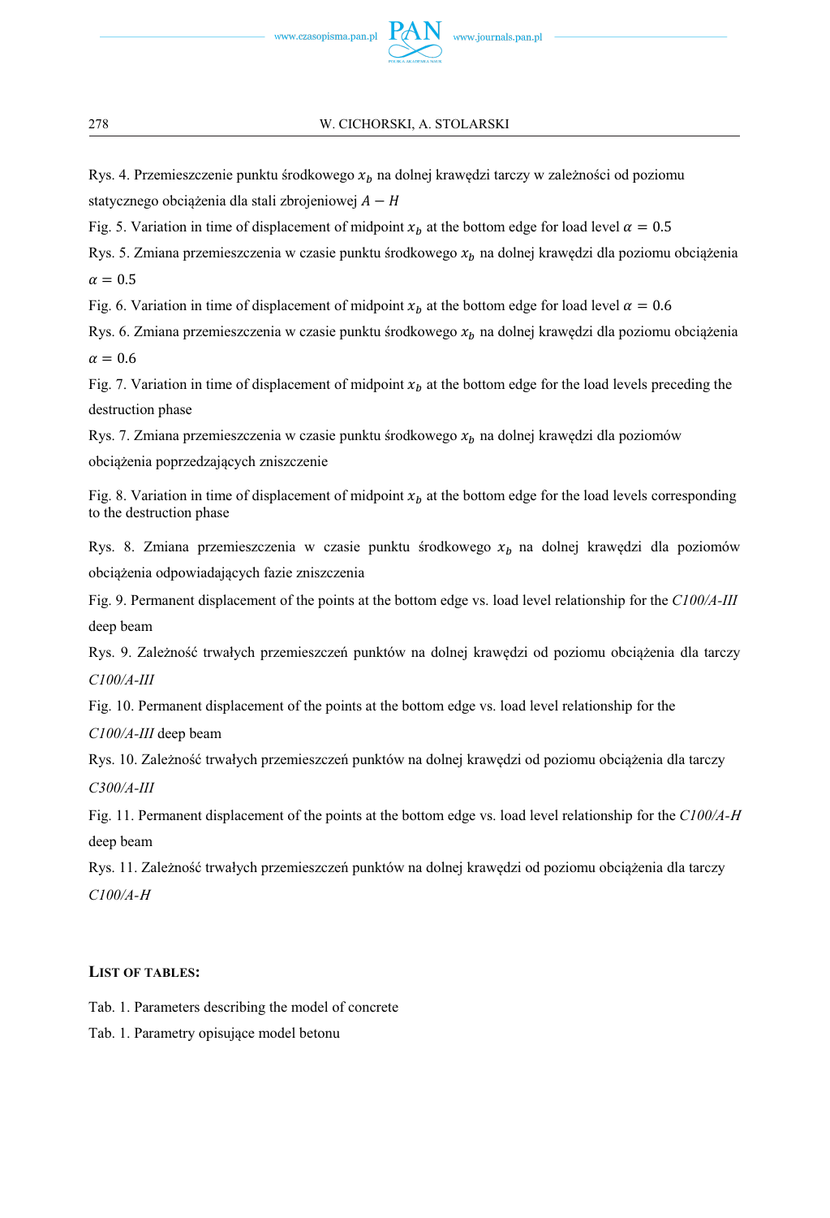Rys. 4. Przemieszczenie punktu środkowego $x_b$ na dolnej krawędzi tarczy w zależności od poziomu statycznego obciążenia dla stali zbrojeniowej $A - H$

Fig. 5. Variation in time of displacement of midpoint $x_b$ at the bottom edge for load level $\alpha = 0.5$

Rys. 5. Zmiana przemieszczenia w czasie punktu środkowego $x_b$ na dolnej krawędzi dla poziomu obciążenia $\alpha = 0.5$

Fig. 6. Variation in time of displacement of midpoint $x_b$ at the bottom edge for load level $\alpha = 0.6$

Rys. 6. Zmiana przemieszczenia w czasie punktu środkowego $x_b$ na dolnej krawędzi dla poziomu obciążenia $\alpha = 0.6$

Fig. 7. Variation in time of displacement of midpoint $x_b$ at the bottom edge for the load levels preceding the destruction phase

Rys. 7. Zmiana przemieszczenia w czasie punktu środkowego $x_b$ na dolnej krawędzi dla poziomów obciążenia poprzedzających zniszczenie

Fig. 8. Variation in time of displacement of midpoint $x_b$ at the bottom edge for the load levels corresponding to the destruction phase

Rys. 8. Zmiana przemieszczenia w czasie punktu środkowego $x_b$ na dolnej krawędzi dla poziomów obciążenia odpowiadających fazie zniszczenia

Fig. 9. Permanent displacement of the points at the bottom edge vs. load level relationship for the *C100/A-III* deep beam

Rys. 9. Zależność trwałych przemieszczeń punktów na dolnej krawędzi od poziomu obciążenia dla tarczy *C100/A-III*

Fig. 10. Permanent displacement of the points at the bottom edge vs. load level relationship for the *C100/A-III* deep beam

Rys. 10. Zależność trwałych przemieszczeń punktów na dolnej krawędzi od poziomu obciążenia dla tarczy *C300/A-III*

Fig. 11. Permanent displacement of the points at the bottom edge vs. load level relationship for the *C100/A-H* deep beam

Rys. 11. Zależność trwałych przemieszczeń punktów na dolnej krawędzi od poziomu obciążenia dla tarczy *C100/A-H*

## List of tables:

Tab. 1. Parameters describing the model of concrete

Tab. 1. Parametry opisujące model betonu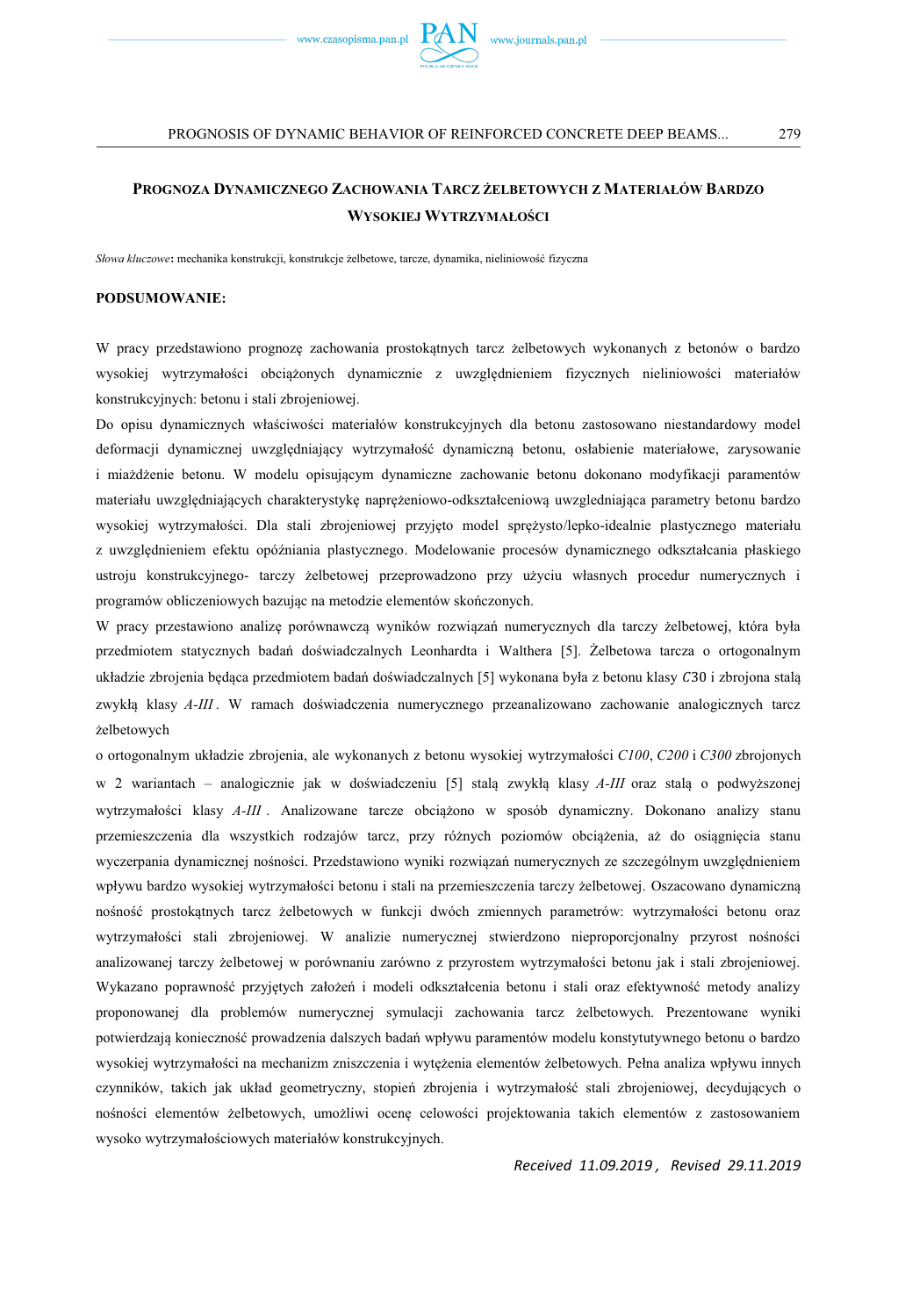## Prognoza Dynamicznego Zachowania Tarcz Żelbetowych z Materiałów Bardzo Wysokiej Wytrzymałości

*Słowa kluczowe*: mechanika konstrukcji, konstrukcje żelbetowe, tarcze, dynamika, nieliniowość fizyczna

### PODSUMOWANIE:

W pracy przedstawiono prognozę zachowania prostokątnych tarcz żelbetowych wykonanych z betonów o bardzo wysokiej wytrzymałości obciążonych dynamicznie z uwzględnieniem fizycznych nieliniowości materiałów konstrukcyjnych: betonu i stali zbrojeniowej.

Do opisu dynamicznych właściwości materiałów konstrukcyjnych dla betonu zastosowano niestandardowy model deformacji dynamicznej uwzględniający wytrzymałość dynamiczną betonu, osłabienie materiałowe, zarysowanie i miażdżenie betonu. W modelu opisującym dynamiczne zachowanie betonu dokonano modyfikacji paramentów materiału uwzględniających charakterystykę naprężeniowo-odkształceniową uwzgledniająca parametry betonu bardzo wysokiej wytrzymałości. Dla stali zbrojeniowej przyjęto model sprężysto/lepko-idealnie plastycznego materiału z uwzględnieniem efektu opóźniania plastycznego. Modelowanie procesów dynamicznego odkształcania płaskiego ustroju konstrukcyjnego- tarczy żelbetowej przeprowadzono przy użyciu własnych procedur numerycznych i programów obliczeniowych bazując na metodzie elementów skończonych.

W pracy przestawiono analizę porównawczą wyników rozwiązań numerycznych dla tarczy żelbetowej, która była przedmiotem statycznych badań doświadczalnych Leonhardta i Walthera [5]. Żelbetowa tarcza o ortogonalnym układzie zbrojenia będąca przedmiotem badań doświadczalnych [5] wykonana była z betonu klasy $C30$ i zbrojona stalą zwykłą klasy *A-III*. W ramach doświadczenia numerycznego przeanalizowano zachowanie analogicznych tarcz żelbetowych

o ortogonalnym układzie zbrojenia, ale wykonanych z betonu wysokiej wytrzymałości *C100*, *C200* i *C300* zbrojonych w 2 wariantach – analogicznie jak w doświadczeniu [5] stalą zwykłą klasy *A-III* oraz stalą o podwyższonej wytrzymałości klasy *A-III*. Analizowane tarcze obciążono w sposób dynamiczny. Dokonano analizy stanu przemieszczenia dla wszystkich rodzajów tarcz, przy różnych poziomów obciążenia, aż do osiągnięcia stanu wyczerpania dynamicznej nośności. Przedstawiono wyniki rozwiązań numerycznych ze szczególnym uwzględnieniem wpływu bardzo wysokiej wytrzymałości betonu i stali na przemieszczenia tarczy żelbetowej. Oszacowano dynamiczną nośność prostokątnych tarcz żelbetowych w funkcji dwóch zmiennych parametrów: wytrzymałości betonu oraz wytrzymałości stali zbrojeniowej. W analizie numerycznej stwierdzono nieproporcjonalny przyrost nośności analizowanej tarczy żelbetowej w porównaniu zarówno z przyrostem wytrzymałości betonu jak i stali zbrojeniowej. Wykazano poprawność przyjętych założeń i modeli odkształcenia betonu i stali oraz efektywność metody analizy proponowanej dla problemów numerycznej symulacji zachowania tarcz żelbetowych. Prezentowane wyniki potwierdzają konieczność prowadzenia dalszych badań wpływu paramentów modelu konstytutywnego betonu o bardzo wysokiej wytrzymałości na mechanizm zniszczenia i wytężenia elementów żelbetowych. Pełna analiza wpływu innych czynników, takich jak układ geometryczny, stopień zbrojenia i wytrzymałość stali zbrojeniowej, decydujących o nośności elementów żelbetowych, umożliwi ocenę celowości projektowania takich elementów z zastosowaniem wysoko wytrzymałościowych materiałów konstrukcyjnych.

*Received 11.09.2019 , Revised 29.11.2019*